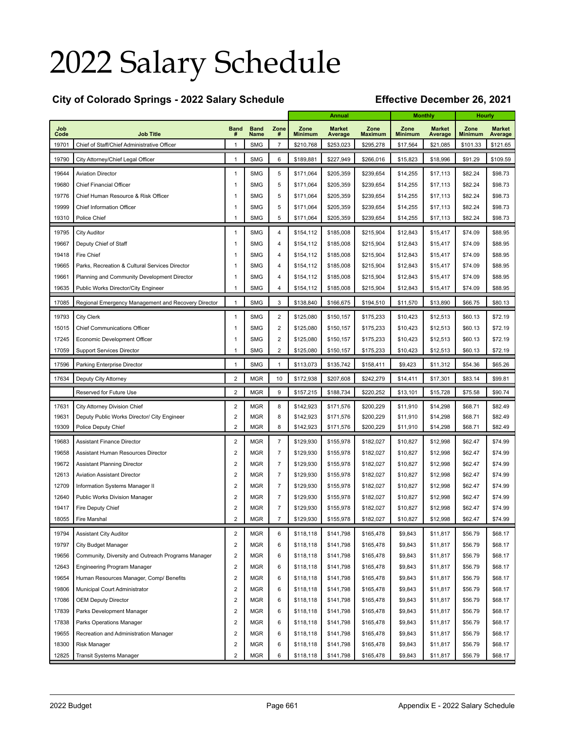# 2022 Salary Schedule

## City of Colorado Springs - 2022 Salary Schedule

**Effective December 26, 2021**

| | | | | | Annual | | | Monthly | | Hourly | |
|---|---|---|---|---|---|---|---|---|---|---|---|
| Job Code | Job Title | Band # | Band Name | Zone # | Zone Minimum | Market Average | Zone Maximum | Zone Minimum | Market Average | Zone Minimum | Market Average |
| 19701 | Chief of Staff/Chief Administrative Officer | 1 | SMG | 7 | $210,768 | $253,023 | $295,278 | $17,564 | $21,085 | $101.33 | $121.65 |
| 19790 | City Attorney/Chief Legal Officer | 1 | SMG | 6 | $189,881 | $227,949 | $266,016 | $15,823 | $18,996 | $91.29 | $109.59 |
| 19644 | Aviation Director | 1 | SMG | 5 | $171,064 | $205,359 | $239,654 | $14,255 | $17,113 | $82.24 | $98.73 |
| 19680 | Chief Financial Officer | 1 | SMG | 5 | $171,064 | $205,359 | $239,654 | $14,255 | $17,113 | $82.24 | $98.73 |
| 19776 | Chief Human Resource & Risk Officer | 1 | SMG | 5 | $171,064 | $205,359 | $239,654 | $14,255 | $17,113 | $82.24 | $98.73 |
| 19999 | Chief Information Officer | 1 | SMG | 5 | $171,064 | $205,359 | $239,654 | $14,255 | $17,113 | $82.24 | $98.73 |
| 19310 | Police Chief | 1 | SMG | 5 | $171,064 | $205,359 | $239,654 | $14,255 | $17,113 | $82.24 | $98.73 |
| 19795 | City Auditor | 1 | SMG | 4 | $154,112 | $185,008 | $215,904 | $12,843 | $15,417 | $74.09 | $88.95 |
| 19667 | Deputy Chief of Staff | 1 | SMG | 4 | $154,112 | $185,008 | $215,904 | $12,843 | $15,417 | $74.09 | $88.95 |
| 19418 | Fire Chief | 1 | SMG | 4 | $154,112 | $185,008 | $215,904 | $12,843 | $15,417 | $74.09 | $88.95 |
| 19665 | Parks, Recreation & Cultural Services Director | 1 | SMG | 4 | $154,112 | $185,008 | $215,904 | $12,843 | $15,417 | $74.09 | $88.95 |
| 19661 | Planning and Community Development Director | 1 | SMG | 4 | $154,112 | $185,008 | $215,904 | $12,843 | $15,417 | $74.09 | $88.95 |
| 19635 | Public Works Director/City Engineer | 1 | SMG | 4 | $154,112 | $185,008 | $215,904 | $12,843 | $15,417 | $74.09 | $88.95 |
| 17085 | Regional Emergency Management and Recovery Director | 1 | SMG | 3 | $138,840 | $166,675 | $194,510 | $11,570 | $13,890 | $66.75 | $80.13 |
| 19793 | City Clerk | 1 | SMG | 2 | $125,080 | $150,157 | $175,233 | $10,423 | $12,513 | $60.13 | $72.19 |
| 15015 | Chief Communications Officer | 1 | SMG | 2 | $125,080 | $150,157 | $175,233 | $10,423 | $12,513 | $60.13 | $72.19 |
| 17245 | Economic Development Officer | 1 | SMG | 2 | $125,080 | $150,157 | $175,233 | $10,423 | $12,513 | $60.13 | $72.19 |
| 17059 | Support Services Director | 1 | SMG | 2 | $125,080 | $150,157 | $175,233 | $10,423 | $12,513 | $60.13 | $72.19 |
| 17596 | Parking Enterprise Director | 1 | SMG | 1 | $113,073 | $135,742 | $158,411 | $9,423 | $11,312 | $54.36 | $65.26 |
| 17634 | Deputy City Attorney | 2 | MGR | 10 | $172,938 | $207,608 | $242,279 | $14,411 | $17,301 | $83.14 | $99.81 |
| | Reserved for Future Use | 2 | MGR | 9 | $157,215 | $188,734 | $220,252 | $13,101 | $15,728 | $75.58 | $90.74 |
| 17631 | City Attorney Division Chief | 2 | MGR | 8 | $142,923 | $171,576 | $200,229 | $11,910 | $14,298 | $68.71 | $82.49 |
| 19631 | Deputy Public Works Director/ City Engineer | 2 | MGR | 8 | $142,923 | $171,576 | $200,229 | $11,910 | $14,298 | $68.71 | $82.49 |
| 19309 | Police Deputy Chief | 2 | MGR | 8 | $142,923 | $171,576 | $200,229 | $11,910 | $14,298 | $68.71 | $82.49 |
| 19683 | Assistant Finance Director | 2 | MGR | 7 | $129,930 | $155,978 | $182,027 | $10,827 | $12,998 | $62.47 | $74.99 |
| 19658 | Assistant Human Resources Director | 2 | MGR | 7 | $129,930 | $155,978 | $182,027 | $10,827 | $12,998 | $62.47 | $74.99 |
| 19672 | Assistant Planning Director | 2 | MGR | 7 | $129,930 | $155,978 | $182,027 | $10,827 | $12,998 | $62.47 | $74.99 |
| 12613 | Aviation Assistant Director | 2 | MGR | 7 | $129,930 | $155,978 | $182,027 | $10,827 | $12,998 | $62.47 | $74.99 |
| 12709 | Information Systems Manager II | 2 | MGR | 7 | $129,930 | $155,978 | $182,027 | $10,827 | $12,998 | $62.47 | $74.99 |
| 12640 | Public Works Division Manager | 2 | MGR | 7 | $129,930 | $155,978 | $182,027 | $10,827 | $12,998 | $62.47 | $74.99 |
| 19417 | Fire Deputy Chief | 2 | MGR | 7 | $129,930 | $155,978 | $182,027 | $10,827 | $12,998 | $62.47 | $74.99 |
| 18055 | Fire Marshal | 2 | MGR | 7 | $129,930 | $155,978 | $182,027 | $10,827 | $12,998 | $62.47 | $74.99 |
| 19794 | Assistant City Auditor | 2 | MGR | 6 | $118,118 | $141,798 | $165,478 | $9,843 | $11,817 | $56.79 | $68.17 |
| 19797 | City Budget Manager | 2 | MGR | 6 | $118,118 | $141,798 | $165,478 | $9,843 | $11,817 | $56.79 | $68.17 |
| 19656 | Community, Diversity and Outreach Programs Manager | 2 | MGR | 6 | $118,118 | $141,798 | $165,478 | $9,843 | $11,817 | $56.79 | $68.17 |
| 12643 | Engineering Program Manager | 2 | MGR | 6 | $118,118 | $141,798 | $165,478 | $9,843 | $11,817 | $56.79 | $68.17 |
| 19654 | Human Resources Manager, Comp/ Benefits | 2 | MGR | 6 | $118,118 | $141,798 | $165,478 | $9,843 | $11,817 | $56.79 | $68.17 |
| 19806 | Municipal Court Administrator | 2 | MGR | 6 | $118,118 | $141,798 | $165,478 | $9,843 | $11,817 | $56.79 | $68.17 |
| 17086 | OEM Deputy Director | 2 | MGR | 6 | $118,118 | $141,798 | $165,478 | $9,843 | $11,817 | $56.79 | $68.17 |
| 17839 | Parks Development Manager | 2 | MGR | 6 | $118,118 | $141,798 | $165,478 | $9,843 | $11,817 | $56.79 | $68.17 |
| 17838 | Parks Operations Manager | 2 | MGR | 6 | $118,118 | $141,798 | $165,478 | $9,843 | $11,817 | $56.79 | $68.17 |
| 19655 | Recreation and Administration Manager | 2 | MGR | 6 | $118,118 | $141,798 | $165,478 | $9,843 | $11,817 | $56.79 | $68.17 |
| 18300 | Risk Manager | 2 | MGR | 6 | $118,118 | $141,798 | $165,478 | $9,843 | $11,817 | $56.79 | $68.17 |
| 12825 | Transit Systems Manager | 2 | MGR | 6 | $118,118 | $141,798 | $165,478 | $9,843 | $11,817 | $56.79 | $68.17 |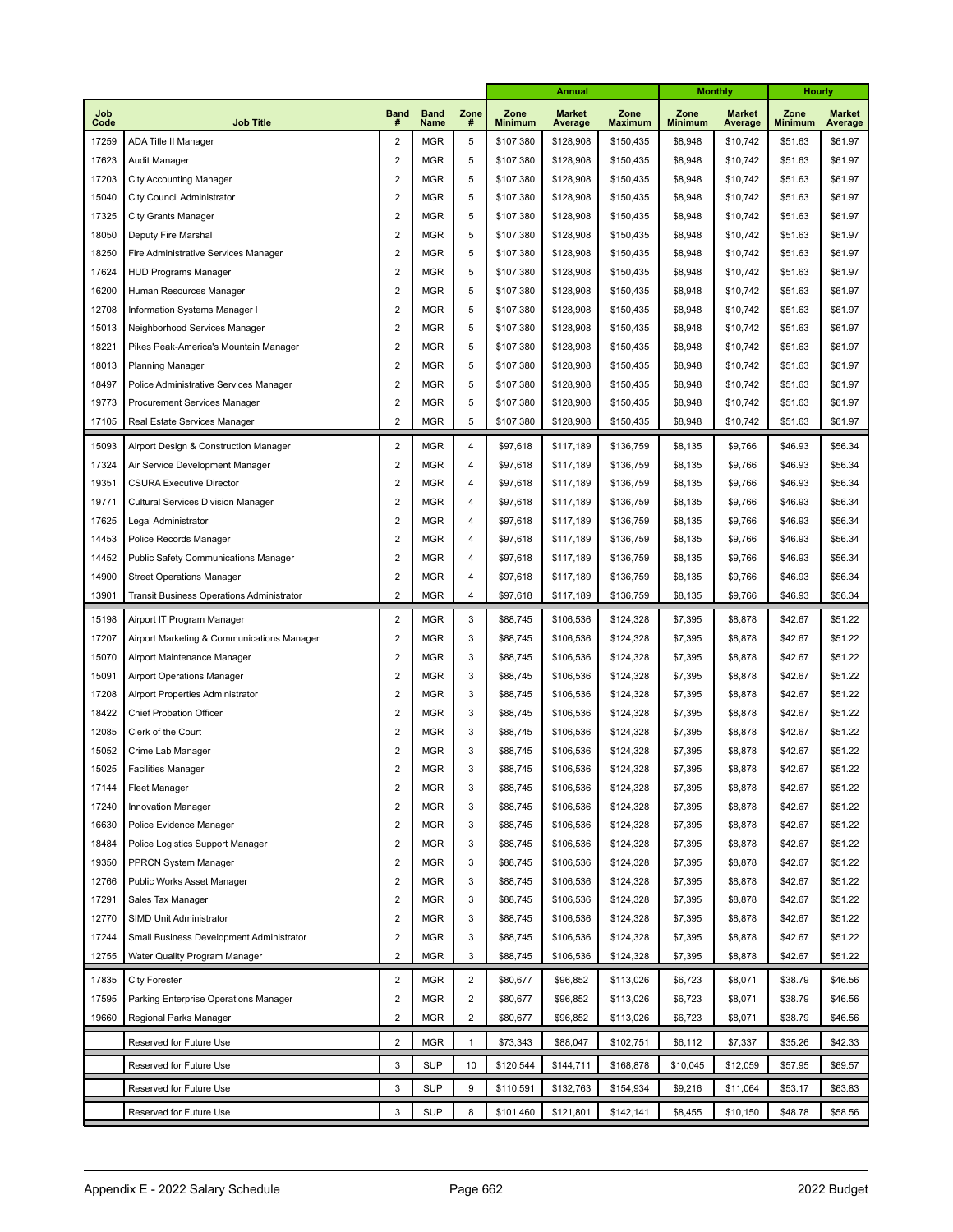| | | | | | Annual | | | Monthly | | Hourly | |
|---|---|---|---|---|---|---|---|---|---|---|---|
| Job Code | Job Title | Band # | Band Name | Zone # | Zone Minimum | Market Average | Zone Maximum | Zone Minimum | Market Average | Zone Minimum | Market Average |
| 17259 | ADA Title II Manager | 2 | MGR | 5 | $107,380 | $128,908 | $150,435 | $8,948 | $10,742 | $51.63 | $61.97 |
| 17623 | Audit Manager | 2 | MGR | 5 | $107,380 | $128,908 | $150,435 | $8,948 | $10,742 | $51.63 | $61.97 |
| 17203 | City Accounting Manager | 2 | MGR | 5 | $107,380 | $128,908 | $150,435 | $8,948 | $10,742 | $51.63 | $61.97 |
| 15040 | City Council Administrator | 2 | MGR | 5 | $107,380 | $128,908 | $150,435 | $8,948 | $10,742 | $51.63 | $61.97 |
| 17325 | City Grants Manager | 2 | MGR | 5 | $107,380 | $128,908 | $150,435 | $8,948 | $10,742 | $51.63 | $61.97 |
| 18050 | Deputy Fire Marshal | 2 | MGR | 5 | $107,380 | $128,908 | $150,435 | $8,948 | $10,742 | $51.63 | $61.97 |
| 18250 | Fire Administrative Services Manager | 2 | MGR | 5 | $107,380 | $128,908 | $150,435 | $8,948 | $10,742 | $51.63 | $61.97 |
| 17624 | HUD Programs Manager | 2 | MGR | 5 | $107,380 | $128,908 | $150,435 | $8,948 | $10,742 | $51.63 | $61.97 |
| 16200 | Human Resources Manager | 2 | MGR | 5 | $107,380 | $128,908 | $150,435 | $8,948 | $10,742 | $51.63 | $61.97 |
| 12708 | Information Systems Manager I | 2 | MGR | 5 | $107,380 | $128,908 | $150,435 | $8,948 | $10,742 | $51.63 | $61.97 |
| 15013 | Neighborhood Services Manager | 2 | MGR | 5 | $107,380 | $128,908 | $150,435 | $8,948 | $10,742 | $51.63 | $61.97 |
| 18221 | Pikes Peak-America's Mountain Manager | 2 | MGR | 5 | $107,380 | $128,908 | $150,435 | $8,948 | $10,742 | $51.63 | $61.97 |
| 18013 | Planning Manager | 2 | MGR | 5 | $107,380 | $128,908 | $150,435 | $8,948 | $10,742 | $51.63 | $61.97 |
| 18497 | Police Administrative Services Manager | 2 | MGR | 5 | $107,380 | $128,908 | $150,435 | $8,948 | $10,742 | $51.63 | $61.97 |
| 19773 | Procurement Services Manager | 2 | MGR | 5 | $107,380 | $128,908 | $150,435 | $8,948 | $10,742 | $51.63 | $61.97 |
| 17105 | Real Estate Services Manager | 2 | MGR | 5 | $107,380 | $128,908 | $150,435 | $8,948 | $10,742 | $51.63 | $61.97 |
| 15093 | Airport Design & Construction Manager | 2 | MGR | 4 | $97,618 | $117,189 | $136,759 | $8,135 | $9,766 | $46.93 | $56.34 |
| 17324 | Air Service Development Manager | 2 | MGR | 4 | $97,618 | $117,189 | $136,759 | $8,135 | $9,766 | $46.93 | $56.34 |
| 19351 | CSURA Executive Director | 2 | MGR | 4 | $97,618 | $117,189 | $136,759 | $8,135 | $9,766 | $46.93 | $56.34 |
| 19771 | Cultural Services Division Manager | 2 | MGR | 4 | $97,618 | $117,189 | $136,759 | $8,135 | $9,766 | $46.93 | $56.34 |
| 17625 | Legal Administrator | 2 | MGR | 4 | $97,618 | $117,189 | $136,759 | $8,135 | $9,766 | $46.93 | $56.34 |
| 14453 | Police Records Manager | 2 | MGR | 4 | $97,618 | $117,189 | $136,759 | $8,135 | $9,766 | $46.93 | $56.34 |
| 14452 | Public Safety Communications Manager | 2 | MGR | 4 | $97,618 | $117,189 | $136,759 | $8,135 | $9,766 | $46.93 | $56.34 |
| 14900 | Street Operations Manager | 2 | MGR | 4 | $97,618 | $117,189 | $136,759 | $8,135 | $9,766 | $46.93 | $56.34 |
| 13901 | Transit Business Operations Administrator | 2 | MGR | 4 | $97,618 | $117,189 | $136,759 | $8,135 | $9,766 | $46.93 | $56.34 |
| 15198 | Airport IT Program Manager | 2 | MGR | 3 | $88,745 | $106,536 | $124,328 | $7,395 | $8,878 | $42.67 | $51.22 |
| 17207 | Airport Marketing & Communications Manager | 2 | MGR | 3 | $88,745 | $106,536 | $124,328 | $7,395 | $8,878 | $42.67 | $51.22 |
| 15070 | Airport Maintenance Manager | 2 | MGR | 3 | $88,745 | $106,536 | $124,328 | $7,395 | $8,878 | $42.67 | $51.22 |
| 15091 | Airport Operations Manager | 2 | MGR | 3 | $88,745 | $106,536 | $124,328 | $7,395 | $8,878 | $42.67 | $51.22 |
| 17208 | Airport Properties Administrator | 2 | MGR | 3 | $88,745 | $106,536 | $124,328 | $7,395 | $8,878 | $42.67 | $51.22 |
| 18422 | Chief Probation Officer | 2 | MGR | 3 | $88,745 | $106,536 | $124,328 | $7,395 | $8,878 | $42.67 | $51.22 |
| 12085 | Clerk of the Court | 2 | MGR | 3 | $88,745 | $106,536 | $124,328 | $7,395 | $8,878 | $42.67 | $51.22 |
| 15052 | Crime Lab Manager | 2 | MGR | 3 | $88,745 | $106,536 | $124,328 | $7,395 | $8,878 | $42.67 | $51.22 |
| 15025 | Facilities Manager | 2 | MGR | 3 | $88,745 | $106,536 | $124,328 | $7,395 | $8,878 | $42.67 | $51.22 |
| 17144 | Fleet Manager | 2 | MGR | 3 | $88,745 | $106,536 | $124,328 | $7,395 | $8,878 | $42.67 | $51.22 |
| 17240 | Innovation Manager | 2 | MGR | 3 | $88,745 | $106,536 | $124,328 | $7,395 | $8,878 | $42.67 | $51.22 |
| 16630 | Police Evidence Manager | 2 | MGR | 3 | $88,745 | $106,536 | $124,328 | $7,395 | $8,878 | $42.67 | $51.22 |
| 18484 | Police Logistics Support Manager | 2 | MGR | 3 | $88,745 | $106,536 | $124,328 | $7,395 | $8,878 | $42.67 | $51.22 |
| 19350 | PPRCN System Manager | 2 | MGR | 3 | $88,745 | $106,536 | $124,328 | $7,395 | $8,878 | $42.67 | $51.22 |
| 12766 | Public Works Asset Manager | 2 | MGR | 3 | $88,745 | $106,536 | $124,328 | $7,395 | $8,878 | $42.67 | $51.22 |
| 17291 | Sales Tax Manager | 2 | MGR | 3 | $88,745 | $106,536 | $124,328 | $7,395 | $8,878 | $42.67 | $51.22 |
| 12770 | SIMD Unit Administrator | 2 | MGR | 3 | $88,745 | $106,536 | $124,328 | $7,395 | $8,878 | $42.67 | $51.22 |
| 17244 | Small Business Development Administrator | 2 | MGR | 3 | $88,745 | $106,536 | $124,328 | $7,395 | $8,878 | $42.67 | $51.22 |
| 12755 | Water Quality Program Manager | 2 | MGR | 3 | $88,745 | $106,536 | $124,328 | $7,395 | $8,878 | $42.67 | $51.22 |
| 17835 | City Forester | 2 | MGR | 2 | $80,677 | $96,852 | $113,026 | $6,723 | $8,071 | $38.79 | $46.56 |
| 17595 | Parking Enterprise Operations Manager | 2 | MGR | 2 | $80,677 | $96,852 | $113,026 | $6,723 | $8,071 | $38.79 | $46.56 |
| 19660 | Regional Parks Manager | 2 | MGR | 2 | $80,677 | $96,852 | $113,026 | $6,723 | $8,071 | $38.79 | $46.56 |
| | Reserved for Future Use | 2 | MGR | 1 | $73,343 | $88,047 | $102,751 | $6,112 | $7,337 | $35.26 | $42.33 |
| | Reserved for Future Use | 3 | SUP | 10 | $120,544 | $144,711 | $168,878 | $10,045 | $12,059 | $57.95 | $69.57 |
| | Reserved for Future Use | 3 | SUP | 9 | $110,591 | $132,763 | $154,934 | $9,216 | $11,064 | $53.17 | $63.83 |
| | Reserved for Future Use | 3 | SUP | 8 | $101,460 | $121,801 | $142,141 | $8,455 | $10,150 | $48.78 | $58.56 |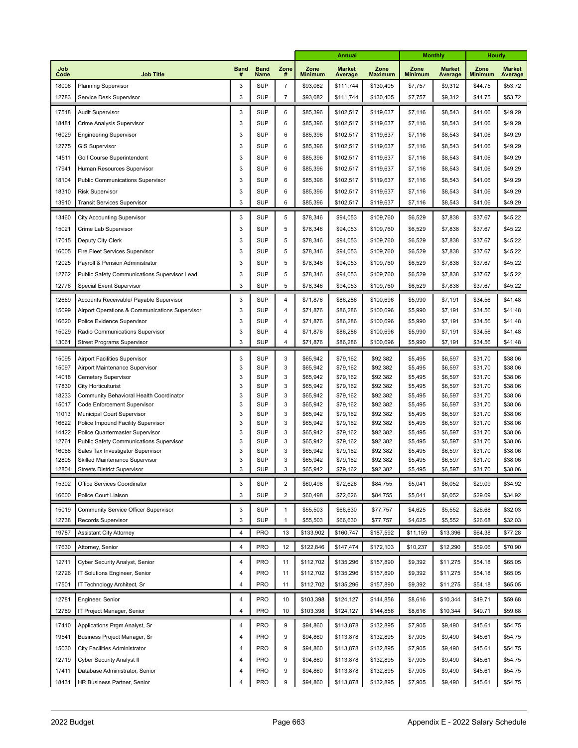| Job Code | Job Title | Band # | Band Name | Zone # | Annual | | | Monthly | | Hourly | |
|---|---|---|---|---|---|---|---|---|---|---|---|
| | | | | | Zone Minimum | Market Average | Zone Maximum | Zone Minimum | Market Average | Zone Minimum | Market Average |
| 18006 | Planning Supervisor | 3 | SUP | 7 | $93,082 | $111,744 | $130,405 | $7,757 | $9,312 | $44.75 | $53.72 |
| 12783 | Service Desk Supervisor | 3 | SUP | 7 | $93,082 | $111,744 | $130,405 | $7,757 | $9,312 | $44.75 | $53.72 |
| 17518 | Audit Supervisor | 3 | SUP | 6 | $85,396 | $102,517 | $119,637 | $7,116 | $8,543 | $41.06 | $49.29 |
| 18481 | Crime Analysis Supervisor | 3 | SUP | 6 | $85,396 | $102,517 | $119,637 | $7,116 | $8,543 | $41.06 | $49.29 |
| 16029 | Engineering Supervisor | 3 | SUP | 6 | $85,396 | $102,517 | $119,637 | $7,116 | $8,543 | $41.06 | $49.29 |
| 12775 | GIS Supervisor | 3 | SUP | 6 | $85,396 | $102,517 | $119,637 | $7,116 | $8,543 | $41.06 | $49.29 |
| 14511 | Golf Course Superintendent | 3 | SUP | 6 | $85,396 | $102,517 | $119,637 | $7,116 | $8,543 | $41.06 | $49.29 |
| 17941 | Human Resources Supervisor | 3 | SUP | 6 | $85,396 | $102,517 | $119,637 | $7,116 | $8,543 | $41.06 | $49.29 |
| 18104 | Public Communications Supervisor | 3 | SUP | 6 | $85,396 | $102,517 | $119,637 | $7,116 | $8,543 | $41.06 | $49.29 |
| 18310 | Risk Supervisor | 3 | SUP | 6 | $85,396 | $102,517 | $119,637 | $7,116 | $8,543 | $41.06 | $49.29 |
| 13910 | Transit Services Supervisor | 3 | SUP | 6 | $85,396 | $102,517 | $119,637 | $7,116 | $8,543 | $41.06 | $49.29 |
| 13460 | City Accounting Supervisor | 3 | SUP | 5 | $78,346 | $94,053 | $109,760 | $6,529 | $7,838 | $37.67 | $45.22 |
| 15021 | Crime Lab Supervisor | 3 | SUP | 5 | $78,346 | $94,053 | $109,760 | $6,529 | $7,838 | $37.67 | $45.22 |
| 17015 | Deputy City Clerk | 3 | SUP | 5 | $78,346 | $94,053 | $109,760 | $6,529 | $7,838 | $37.67 | $45.22 |
| 16005 | Fire Fleet Services Supervisor | 3 | SUP | 5 | $78,346 | $94,053 | $109,760 | $6,529 | $7,838 | $37.67 | $45.22 |
| 12025 | Payroll & Pension Administrator | 3 | SUP | 5 | $78,346 | $94,053 | $109,760 | $6,529 | $7,838 | $37.67 | $45.22 |
| 12762 | Public Safety Communications Supervisor Lead | 3 | SUP | 5 | $78,346 | $94,053 | $109,760 | $6,529 | $7,838 | $37.67 | $45.22 |
| 12776 | Special Event Supervisor | 3 | SUP | 5 | $78,346 | $94,053 | $109,760 | $6,529 | $7,838 | $37.67 | $45.22 |
| 12669 | Accounts Receivable/ Payable Supervisor | 3 | SUP | 4 | $71,876 | $86,286 | $100,696 | $5,990 | $7,191 | $34.56 | $41.48 |
| 15099 | Airport Operations & Communications Supervisor | 3 | SUP | 4 | $71,876 | $86,286 | $100,696 | $5,990 | $7,191 | $34.56 | $41.48 |
| 16620 | Police Evidence Supervisor | 3 | SUP | 4 | $71,876 | $86,286 | $100,696 | $5,990 | $7,191 | $34.56 | $41.48 |
| 15029 | Radio Communications Supervisor | 3 | SUP | 4 | $71,876 | $86,286 | $100,696 | $5,990 | $7,191 | $34.56 | $41.48 |
| 13061 | Street Programs Supervisor | 3 | SUP | 4 | $71,876 | $86,286 | $100,696 | $5,990 | $7,191 | $34.56 | $41.48 |
| 15095 | Airport Facilities Supervisor | 3 | SUP | 3 | $65,942 | $79,162 | $92,382 | $5,495 | $6,597 | $31.70 | $38.06 |
| 15097 | Airport Maintenance Supervisor | 3 | SUP | 3 | $65,942 | $79,162 | $92,382 | $5,495 | $6,597 | $31.70 | $38.06 |
| 14018 | Cemetery Supervisor | 3 | SUP | 3 | $65,942 | $79,162 | $92,382 | $5,495 | $6,597 | $31.70 | $38.06 |
| 17830 | City Horticulturist | 3 | SUP | 3 | $65,942 | $79,162 | $92,382 | $5,495 | $6,597 | $31.70 | $38.06 |
| 18233 | Community Behavioral Health Coordinator | 3 | SUP | 3 | $65,942 | $79,162 | $92,382 | $5,495 | $6,597 | $31.70 | $38.06 |
| 15017 | Code Enforcement Supervisor | 3 | SUP | 3 | $65,942 | $79,162 | $92,382 | $5,495 | $6,597 | $31.70 | $38.06 |
| 11013 | Municipal Court Supervisor | 3 | SUP | 3 | $65,942 | $79,162 | $92,382 | $5,495 | $6,597 | $31.70 | $38.06 |
| 16622 | Police Impound Facility Supervisor | 3 | SUP | 3 | $65,942 | $79,162 | $92,382 | $5,495 | $6,597 | $31.70 | $38.06 |
| 14422 | Police Quartermaster Supervisor | 3 | SUP | 3 | $65,942 | $79,162 | $92,382 | $5,495 | $6,597 | $31.70 | $38.06 |
| 12761 | Public Safety Communications Supervisor | 3 | SUP | 3 | $65,942 | $79,162 | $92,382 | $5,495 | $6,597 | $31.70 | $38.06 |
| 16068 | Sales Tax Investigator Supervisor | 3 | SUP | 3 | $65,942 | $79,162 | $92,382 | $5,495 | $6,597 | $31.70 | $38.06 |
| 12805 | Skilled Maintenance Supervisor | 3 | SUP | 3 | $65,942 | $79,162 | $92,382 | $5,495 | $6,597 | $31.70 | $38.06 |
| 12804 | Streets District Supervisor | 3 | SUP | 3 | $65,942 | $79,162 | $92,382 | $5,495 | $6,597 | $31.70 | $38.06 |
| 15302 | Office Services Coordinator | 3 | SUP | 2 | $60,498 | $72,626 | $84,755 | $5,041 | $6,052 | $29.09 | $34.92 |
| 16600 | Police Court Liaison | 3 | SUP | 2 | $60,498 | $72,626 | $84,755 | $5,041 | $6,052 | $29.09 | $34.92 |
| 15019 | Community Service Officer Supervisor | 3 | SUP | 1 | $55,503 | $66,630 | $77,757 | $4,625 | $5,552 | $26.68 | $32.03 |
| 12738 | Records Supervisor | 3 | SUP | 1 | $55,503 | $66,630 | $77,757 | $4,625 | $5,552 | $26.68 | $32.03 |
| 19787 | Assistant City Attorney | 4 | PRO | 13 | $133,902 | $160,747 | $187,592 | $11,159 | $13,396 | $64.38 | $77.28 |
| 17630 | Attorney, Senior | 4 | PRO | 12 | $122,846 | $147,474 | $172,103 | $10,237 | $12,290 | $59.06 | $70.90 |
| 12711 | Cyber Security Analyst, Senior | 4 | PRO | 11 | $112,702 | $135,296 | $157,890 | $9,392 | $11,275 | $54.18 | $65.05 |
| 12726 | IT Solutions Engineer, Senior | 4 | PRO | 11 | $112,702 | $135,296 | $157,890 | $9,392 | $11,275 | $54.18 | $65.05 |
| 17501 | IT Technology Architect, Sr | 4 | PRO | 11 | $112,702 | $135,296 | $157,890 | $9,392 | $11,275 | $54.18 | $65.05 |
| 12781 | Engineer, Senior | 4 | PRO | 10 | $103,398 | $124,127 | $144,856 | $8,616 | $10,344 | $49.71 | $59.68 |
| 12789 | IT Project Manager, Senior | 4 | PRO | 10 | $103,398 | $124,127 | $144,856 | $8,616 | $10,344 | $49.71 | $59.68 |
| 17410 | Applications Prgm Analyst, Sr | 4 | PRO | 9 | $94,860 | $113,878 | $132,895 | $7,905 | $9,490 | $45.61 | $54.75 |
| 19541 | Business Project Manager, Sr | 4 | PRO | 9 | $94,860 | $113,878 | $132,895 | $7,905 | $9,490 | $45.61 | $54.75 |
| 15030 | City Facilities Administrator | 4 | PRO | 9 | $94,860 | $113,878 | $132,895 | $7,905 | $9,490 | $45.61 | $54.75 |
| 12719 | Cyber Security Analyst II | 4 | PRO | 9 | $94,860 | $113,878 | $132,895 | $7,905 | $9,490 | $45.61 | $54.75 |
| 17411 | Database Administrator, Senior | 4 | PRO | 9 | $94,860 | $113,878 | $132,895 | $7,905 | $9,490 | $45.61 | $54.75 |
| 18431 | HR Business Partner, Senior | 4 | PRO | 9 | $94,860 | $113,878 | $132,895 | $7,905 | $9,490 | $45.61 | $54.75 |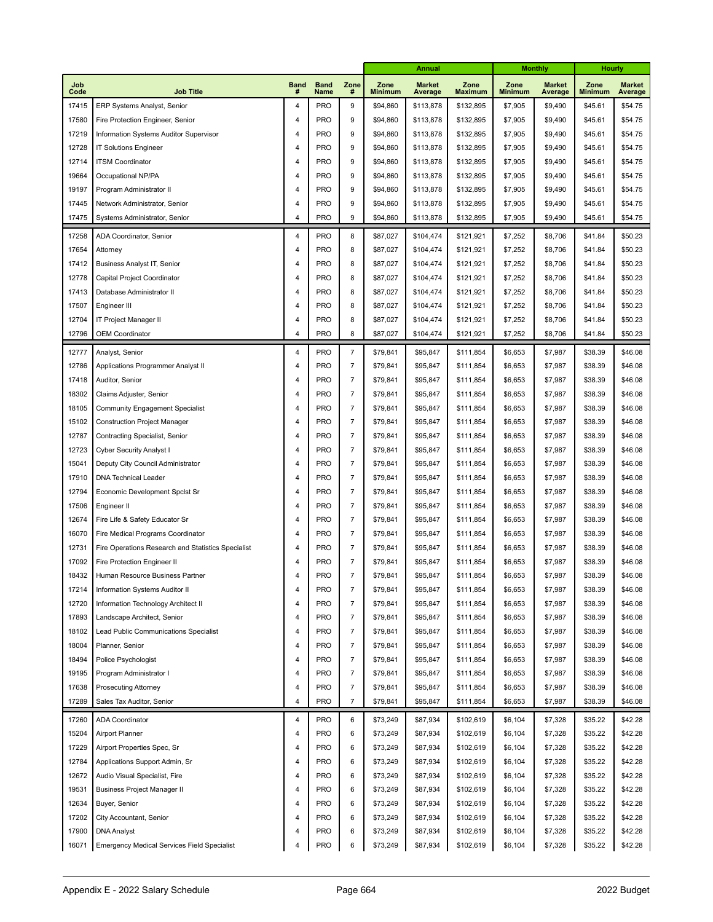| | | | | | Annual | | | Monthly | | Hourly | |
|---|---|---|---|---|---|---|---|---|---|---|---|
| Job Code | Job Title | Band # | Band Name | Zone # | Zone Minimum | Market Average | Zone Maximum | Zone Minimum | Market Average | Zone Minimum | Market Average |
| 17415 | ERP Systems Analyst, Senior | 4 | PRO | 9 | $94,860 | $113,878 | $132,895 | $7,905 | $9,490 | $45.61 | $54.75 |
| 17580 | Fire Protection Engineer, Senior | 4 | PRO | 9 | $94,860 | $113,878 | $132,895 | $7,905 | $9,490 | $45.61 | $54.75 |
| 17219 | Information Systems Auditor Supervisor | 4 | PRO | 9 | $94,860 | $113,878 | $132,895 | $7,905 | $9,490 | $45.61 | $54.75 |
| 12728 | IT Solutions Engineer | 4 | PRO | 9 | $94,860 | $113,878 | $132,895 | $7,905 | $9,490 | $45.61 | $54.75 |
| 12714 | ITSM Coordinator | 4 | PRO | 9 | $94,860 | $113,878 | $132,895 | $7,905 | $9,490 | $45.61 | $54.75 |
| 19664 | Occupational NP/PA | 4 | PRO | 9 | $94,860 | $113,878 | $132,895 | $7,905 | $9,490 | $45.61 | $54.75 |
| 19197 | Program Administrator II | 4 | PRO | 9 | $94,860 | $113,878 | $132,895 | $7,905 | $9,490 | $45.61 | $54.75 |
| 17445 | Network Administrator, Senior | 4 | PRO | 9 | $94,860 | $113,878 | $132,895 | $7,905 | $9,490 | $45.61 | $54.75 |
| 17475 | Systems Administrator, Senior | 4 | PRO | 9 | $94,860 | $113,878 | $132,895 | $7,905 | $9,490 | $45.61 | $54.75 |
| 17258 | ADA Coordinator, Senior | 4 | PRO | 8 | $87,027 | $104,474 | $121,921 | $7,252 | $8,706 | $41.84 | $50.23 |
| 17654 | Attorney | 4 | PRO | 8 | $87,027 | $104,474 | $121,921 | $7,252 | $8,706 | $41.84 | $50.23 |
| 17412 | Business Analyst IT, Senior | 4 | PRO | 8 | $87,027 | $104,474 | $121,921 | $7,252 | $8,706 | $41.84 | $50.23 |
| 12778 | Capital Project Coordinator | 4 | PRO | 8 | $87,027 | $104,474 | $121,921 | $7,252 | $8,706 | $41.84 | $50.23 |
| 17413 | Database Administrator II | 4 | PRO | 8 | $87,027 | $104,474 | $121,921 | $7,252 | $8,706 | $41.84 | $50.23 |
| 17507 | Engineer III | 4 | PRO | 8 | $87,027 | $104,474 | $121,921 | $7,252 | $8,706 | $41.84 | $50.23 |
| 12704 | IT Project Manager II | 4 | PRO | 8 | $87,027 | $104,474 | $121,921 | $7,252 | $8,706 | $41.84 | $50.23 |
| 12796 | OEM Coordinator | 4 | PRO | 8 | $87,027 | $104,474 | $121,921 | $7,252 | $8,706 | $41.84 | $50.23 |
| 12777 | Analyst, Senior | 4 | PRO | 7 | $79,841 | $95,847 | $111,854 | $6,653 | $7,987 | $38.39 | $46.08 |
| 12786 | Applications Programmer Analyst II | 4 | PRO | 7 | $79,841 | $95,847 | $111,854 | $6,653 | $7,987 | $38.39 | $46.08 |
| 17418 | Auditor, Senior | 4 | PRO | 7 | $79,841 | $95,847 | $111,854 | $6,653 | $7,987 | $38.39 | $46.08 |
| 18302 | Claims Adjuster, Senior | 4 | PRO | 7 | $79,841 | $95,847 | $111,854 | $6,653 | $7,987 | $38.39 | $46.08 |
| 18105 | Community Engagement Specialist | 4 | PRO | 7 | $79,841 | $95,847 | $111,854 | $6,653 | $7,987 | $38.39 | $46.08 |
| 15102 | Construction Project Manager | 4 | PRO | 7 | $79,841 | $95,847 | $111,854 | $6,653 | $7,987 | $38.39 | $46.08 |
| 12787 | Contracting Specialist, Senior | 4 | PRO | 7 | $79,841 | $95,847 | $111,854 | $6,653 | $7,987 | $38.39 | $46.08 |
| 12723 | Cyber Security Analyst I | 4 | PRO | 7 | $79,841 | $95,847 | $111,854 | $6,653 | $7,987 | $38.39 | $46.08 |
| 15041 | Deputy City Council Administrator | 4 | PRO | 7 | $79,841 | $95,847 | $111,854 | $6,653 | $7,987 | $38.39 | $46.08 |
| 17910 | DNA Technical Leader | 4 | PRO | 7 | $79,841 | $95,847 | $111,854 | $6,653 | $7,987 | $38.39 | $46.08 |
| 12794 | Economic Development Spclst Sr | 4 | PRO | 7 | $79,841 | $95,847 | $111,854 | $6,653 | $7,987 | $38.39 | $46.08 |
| 17506 | Engineer II | 4 | PRO | 7 | $79,841 | $95,847 | $111,854 | $6,653 | $7,987 | $38.39 | $46.08 |
| 12674 | Fire Life & Safety Educator Sr | 4 | PRO | 7 | $79,841 | $95,847 | $111,854 | $6,653 | $7,987 | $38.39 | $46.08 |
| 16070 | Fire Medical Programs Coordinator | 4 | PRO | 7 | $79,841 | $95,847 | $111,854 | $6,653 | $7,987 | $38.39 | $46.08 |
| 12731 | Fire Operations Research and Statistics Specialist | 4 | PRO | 7 | $79,841 | $95,847 | $111,854 | $6,653 | $7,987 | $38.39 | $46.08 |
| 17092 | Fire Protection Engineer II | 4 | PRO | 7 | $79,841 | $95,847 | $111,854 | $6,653 | $7,987 | $38.39 | $46.08 |
| 18432 | Human Resource Business Partner | 4 | PRO | 7 | $79,841 | $95,847 | $111,854 | $6,653 | $7,987 | $38.39 | $46.08 |
| 17214 | Information Systems Auditor II | 4 | PRO | 7 | $79,841 | $95,847 | $111,854 | $6,653 | $7,987 | $38.39 | $46.08 |
| 12720 | Information Technology Architect II | 4 | PRO | 7 | $79,841 | $95,847 | $111,854 | $6,653 | $7,987 | $38.39 | $46.08 |
| 17893 | Landscape Architect, Senior | 4 | PRO | 7 | $79,841 | $95,847 | $111,854 | $6,653 | $7,987 | $38.39 | $46.08 |
| 18102 | Lead Public Communications Specialist | 4 | PRO | 7 | $79,841 | $95,847 | $111,854 | $6,653 | $7,987 | $38.39 | $46.08 |
| 18004 | Planner, Senior | 4 | PRO | 7 | $79,841 | $95,847 | $111,854 | $6,653 | $7,987 | $38.39 | $46.08 |
| 18494 | Police Psychologist | 4 | PRO | 7 | $79,841 | $95,847 | $111,854 | $6,653 | $7,987 | $38.39 | $46.08 |
| 19195 | Program Administrator I | 4 | PRO | 7 | $79,841 | $95,847 | $111,854 | $6,653 | $7,987 | $38.39 | $46.08 |
| 17638 | Prosecuting Attorney | 4 | PRO | 7 | $79,841 | $95,847 | $111,854 | $6,653 | $7,987 | $38.39 | $46.08 |
| 17289 | Sales Tax Auditor, Senior | 4 | PRO | 7 | $79,841 | $95,847 | $111,854 | $6,653 | $7,987 | $38.39 | $46.08 |
| 17260 | ADA Coordinator | 4 | PRO | 6 | $73,249 | $87,934 | $102,619 | $6,104 | $7,328 | $35.22 | $42.28 |
| 15204 | Airport Planner | 4 | PRO | 6 | $73,249 | $87,934 | $102,619 | $6,104 | $7,328 | $35.22 | $42.28 |
| 17229 | Airport Properties Spec, Sr | 4 | PRO | 6 | $73,249 | $87,934 | $102,619 | $6,104 | $7,328 | $35.22 | $42.28 |
| 12784 | Applications Support Admin, Sr | 4 | PRO | 6 | $73,249 | $87,934 | $102,619 | $6,104 | $7,328 | $35.22 | $42.28 |
| 12672 | Audio Visual Specialist, Fire | 4 | PRO | 6 | $73,249 | $87,934 | $102,619 | $6,104 | $7,328 | $35.22 | $42.28 |
| 19531 | Business Project Manager II | 4 | PRO | 6 | $73,249 | $87,934 | $102,619 | $6,104 | $7,328 | $35.22 | $42.28 |
| 12634 | Buyer, Senior | 4 | PRO | 6 | $73,249 | $87,934 | $102,619 | $6,104 | $7,328 | $35.22 | $42.28 |
| 17202 | City Accountant, Senior | 4 | PRO | 6 | $73,249 | $87,934 | $102,619 | $6,104 | $7,328 | $35.22 | $42.28 |
| 17900 | DNA Analyst | 4 | PRO | 6 | $73,249 | $87,934 | $102,619 | $6,104 | $7,328 | $35.22 | $42.28 |
| 16071 | Emergency Medical Services Field Specialist | 4 | PRO | 6 | $73,249 | $87,934 | $102,619 | $6,104 | $7,328 | $35.22 | $42.28 |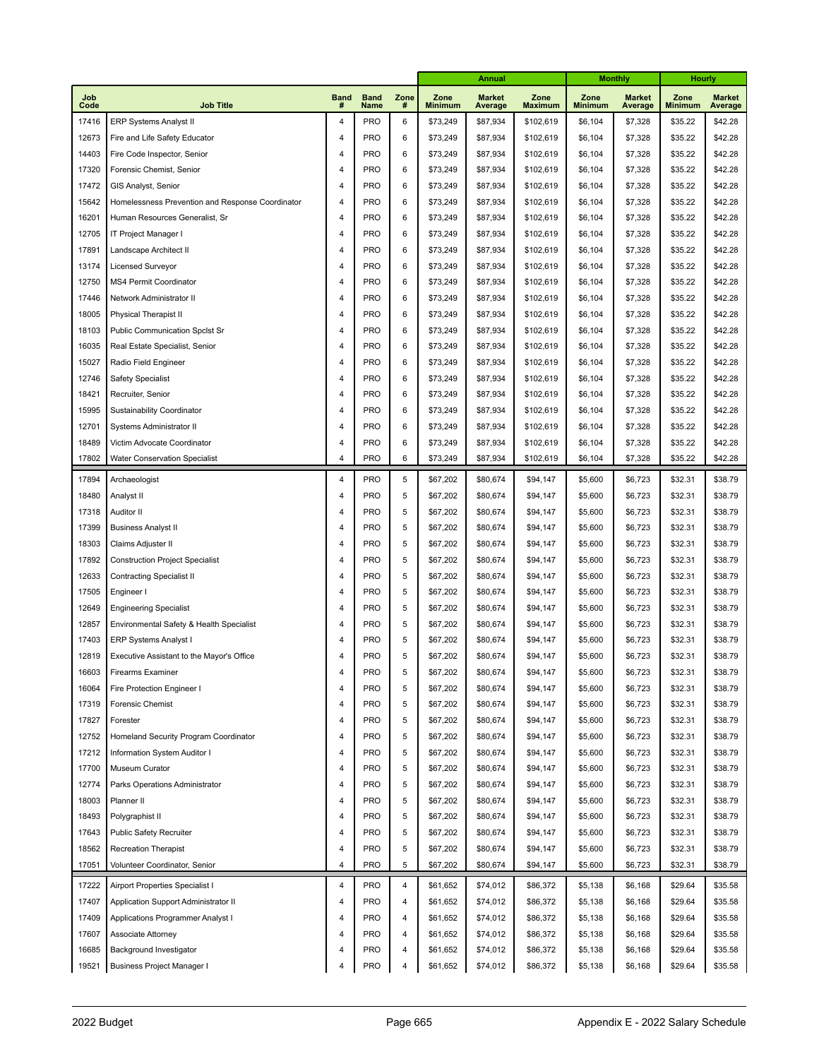| Job Code | Job Title | Band # | Band Name | Zone # | Annual | | | Monthly | | Hourly | |
|---|---|---|---|---|---|---|---|---|---|---|---|
| | | | | | Zone Minimum | Market Average | Zone Maximum | Zone Minimum | Market Average | Zone Minimum | Market Average |
| 17416 | ERP Systems Analyst II | 4 | PRO | 6 | $73,249 | $87,934 | $102,619 | $6,104 | $7,328 | $35.22 | $42.28 |
| 12673 | Fire and Life Safety Educator | 4 | PRO | 6 | $73,249 | $87,934 | $102,619 | $6,104 | $7,328 | $35.22 | $42.28 |
| 14403 | Fire Code Inspector, Senior | 4 | PRO | 6 | $73,249 | $87,934 | $102,619 | $6,104 | $7,328 | $35.22 | $42.28 |
| 17320 | Forensic Chemist, Senior | 4 | PRO | 6 | $73,249 | $87,934 | $102,619 | $6,104 | $7,328 | $35.22 | $42.28 |
| 17472 | GIS Analyst, Senior | 4 | PRO | 6 | $73,249 | $87,934 | $102,619 | $6,104 | $7,328 | $35.22 | $42.28 |
| 15642 | Homelessness Prevention and Response Coordinator | 4 | PRO | 6 | $73,249 | $87,934 | $102,619 | $6,104 | $7,328 | $35.22 | $42.28 |
| 16201 | Human Resources Generalist, Sr | 4 | PRO | 6 | $73,249 | $87,934 | $102,619 | $6,104 | $7,328 | $35.22 | $42.28 |
| 12705 | IT Project Manager I | 4 | PRO | 6 | $73,249 | $87,934 | $102,619 | $6,104 | $7,328 | $35.22 | $42.28 |
| 17891 | Landscape Architect II | 4 | PRO | 6 | $73,249 | $87,934 | $102,619 | $6,104 | $7,328 | $35.22 | $42.28 |
| 13174 | Licensed Surveyor | 4 | PRO | 6 | $73,249 | $87,934 | $102,619 | $6,104 | $7,328 | $35.22 | $42.28 |
| 12750 | MS4 Permit Coordinator | 4 | PRO | 6 | $73,249 | $87,934 | $102,619 | $6,104 | $7,328 | $35.22 | $42.28 |
| 17446 | Network Administrator II | 4 | PRO | 6 | $73,249 | $87,934 | $102,619 | $6,104 | $7,328 | $35.22 | $42.28 |
| 18005 | Physical Therapist II | 4 | PRO | 6 | $73,249 | $87,934 | $102,619 | $6,104 | $7,328 | $35.22 | $42.28 |
| 18103 | Public Communication Spclst Sr | 4 | PRO | 6 | $73,249 | $87,934 | $102,619 | $6,104 | $7,328 | $35.22 | $42.28 |
| 16035 | Real Estate Specialist, Senior | 4 | PRO | 6 | $73,249 | $87,934 | $102,619 | $6,104 | $7,328 | $35.22 | $42.28 |
| 15027 | Radio Field Engineer | 4 | PRO | 6 | $73,249 | $87,934 | $102,619 | $6,104 | $7,328 | $35.22 | $42.28 |
| 12746 | Safety Specialist | 4 | PRO | 6 | $73,249 | $87,934 | $102,619 | $6,104 | $7,328 | $35.22 | $42.28 |
| 18421 | Recruiter, Senior | 4 | PRO | 6 | $73,249 | $87,934 | $102,619 | $6,104 | $7,328 | $35.22 | $42.28 |
| 15995 | Sustainability Coordinator | 4 | PRO | 6 | $73,249 | $87,934 | $102,619 | $6,104 | $7,328 | $35.22 | $42.28 |
| 12701 | Systems Administrator II | 4 | PRO | 6 | $73,249 | $87,934 | $102,619 | $6,104 | $7,328 | $35.22 | $42.28 |
| 18489 | Victim Advocate Coordinator | 4 | PRO | 6 | $73,249 | $87,934 | $102,619 | $6,104 | $7,328 | $35.22 | $42.28 |
| 17802 | Water Conservation Specialist | 4 | PRO | 6 | $73,249 | $87,934 | $102,619 | $6,104 | $7,328 | $35.22 | $42.28 |
| 17894 | Archaeologist | 4 | PRO | 5 | $67,202 | $80,674 | $94,147 | $5,600 | $6,723 | $32.31 | $38.79 |
| 18480 | Analyst II | 4 | PRO | 5 | $67,202 | $80,674 | $94,147 | $5,600 | $6,723 | $32.31 | $38.79 |
| 17318 | Auditor II | 4 | PRO | 5 | $67,202 | $80,674 | $94,147 | $5,600 | $6,723 | $32.31 | $38.79 |
| 17399 | Business Analyst II | 4 | PRO | 5 | $67,202 | $80,674 | $94,147 | $5,600 | $6,723 | $32.31 | $38.79 |
| 18303 | Claims Adjuster II | 4 | PRO | 5 | $67,202 | $80,674 | $94,147 | $5,600 | $6,723 | $32.31 | $38.79 |
| 17892 | Construction Project Specialist | 4 | PRO | 5 | $67,202 | $80,674 | $94,147 | $5,600 | $6,723 | $32.31 | $38.79 |
| 12633 | Contracting Specialist II | 4 | PRO | 5 | $67,202 | $80,674 | $94,147 | $5,600 | $6,723 | $32.31 | $38.79 |
| 17505 | Engineer I | 4 | PRO | 5 | $67,202 | $80,674 | $94,147 | $5,600 | $6,723 | $32.31 | $38.79 |
| 12649 | Engineering Specialist | 4 | PRO | 5 | $67,202 | $80,674 | $94,147 | $5,600 | $6,723 | $32.31 | $38.79 |
| 12857 | Environmental Safety & Health Specialist | 4 | PRO | 5 | $67,202 | $80,674 | $94,147 | $5,600 | $6,723 | $32.31 | $38.79 |
| 17403 | ERP Systems Analyst I | 4 | PRO | 5 | $67,202 | $80,674 | $94,147 | $5,600 | $6,723 | $32.31 | $38.79 |
| 12819 | Executive Assistant to the Mayor's Office | 4 | PRO | 5 | $67,202 | $80,674 | $94,147 | $5,600 | $6,723 | $32.31 | $38.79 |
| 16603 | Firearms Examiner | 4 | PRO | 5 | $67,202 | $80,674 | $94,147 | $5,600 | $6,723 | $32.31 | $38.79 |
| 16064 | Fire Protection Engineer I | 4 | PRO | 5 | $67,202 | $80,674 | $94,147 | $5,600 | $6,723 | $32.31 | $38.79 |
| 17319 | Forensic Chemist | 4 | PRO | 5 | $67,202 | $80,674 | $94,147 | $5,600 | $6,723 | $32.31 | $38.79 |
| 17827 | Forester | 4 | PRO | 5 | $67,202 | $80,674 | $94,147 | $5,600 | $6,723 | $32.31 | $38.79 |
| 12752 | Homeland Security Program Coordinator | 4 | PRO | 5 | $67,202 | $80,674 | $94,147 | $5,600 | $6,723 | $32.31 | $38.79 |
| 17212 | Information System Auditor I | 4 | PRO | 5 | $67,202 | $80,674 | $94,147 | $5,600 | $6,723 | $32.31 | $38.79 |
| 17700 | Museum Curator | 4 | PRO | 5 | $67,202 | $80,674 | $94,147 | $5,600 | $6,723 | $32.31 | $38.79 |
| 12774 | Parks Operations Administrator | 4 | PRO | 5 | $67,202 | $80,674 | $94,147 | $5,600 | $6,723 | $32.31 | $38.79 |
| 18003 | Planner II | 4 | PRO | 5 | $67,202 | $80,674 | $94,147 | $5,600 | $6,723 | $32.31 | $38.79 |
| 18493 | Polygraphist II | 4 | PRO | 5 | $67,202 | $80,674 | $94,147 | $5,600 | $6,723 | $32.31 | $38.79 |
| 17643 | Public Safety Recruiter | 4 | PRO | 5 | $67,202 | $80,674 | $94,147 | $5,600 | $6,723 | $32.31 | $38.79 |
| 18562 | Recreation Therapist | 4 | PRO | 5 | $67,202 | $80,674 | $94,147 | $5,600 | $6,723 | $32.31 | $38.79 |
| 17051 | Volunteer Coordinator, Senior | 4 | PRO | 5 | $67,202 | $80,674 | $94,147 | $5,600 | $6,723 | $32.31 | $38.79 |
| 17222 | Airport Properties Specialist I | 4 | PRO | 4 | $61,652 | $74,012 | $86,372 | $5,138 | $6,168 | $29.64 | $35.58 |
| 17407 | Application Support Administrator II | 4 | PRO | 4 | $61,652 | $74,012 | $86,372 | $5,138 | $6,168 | $29.64 | $35.58 |
| 17409 | Applications Programmer Analyst I | 4 | PRO | 4 | $61,652 | $74,012 | $86,372 | $5,138 | $6,168 | $29.64 | $35.58 |
| 17607 | Associate Attorney | 4 | PRO | 4 | $61,652 | $74,012 | $86,372 | $5,138 | $6,168 | $29.64 | $35.58 |
| 16685 | Background Investigator | 4 | PRO | 4 | $61,652 | $74,012 | $86,372 | $5,138 | $6,168 | $29.64 | $35.58 |
| 19521 | Business Project Manager I | 4 | PRO | 4 | $61,652 | $74,012 | $86,372 | $5,138 | $6,168 | $29.64 | $35.58 |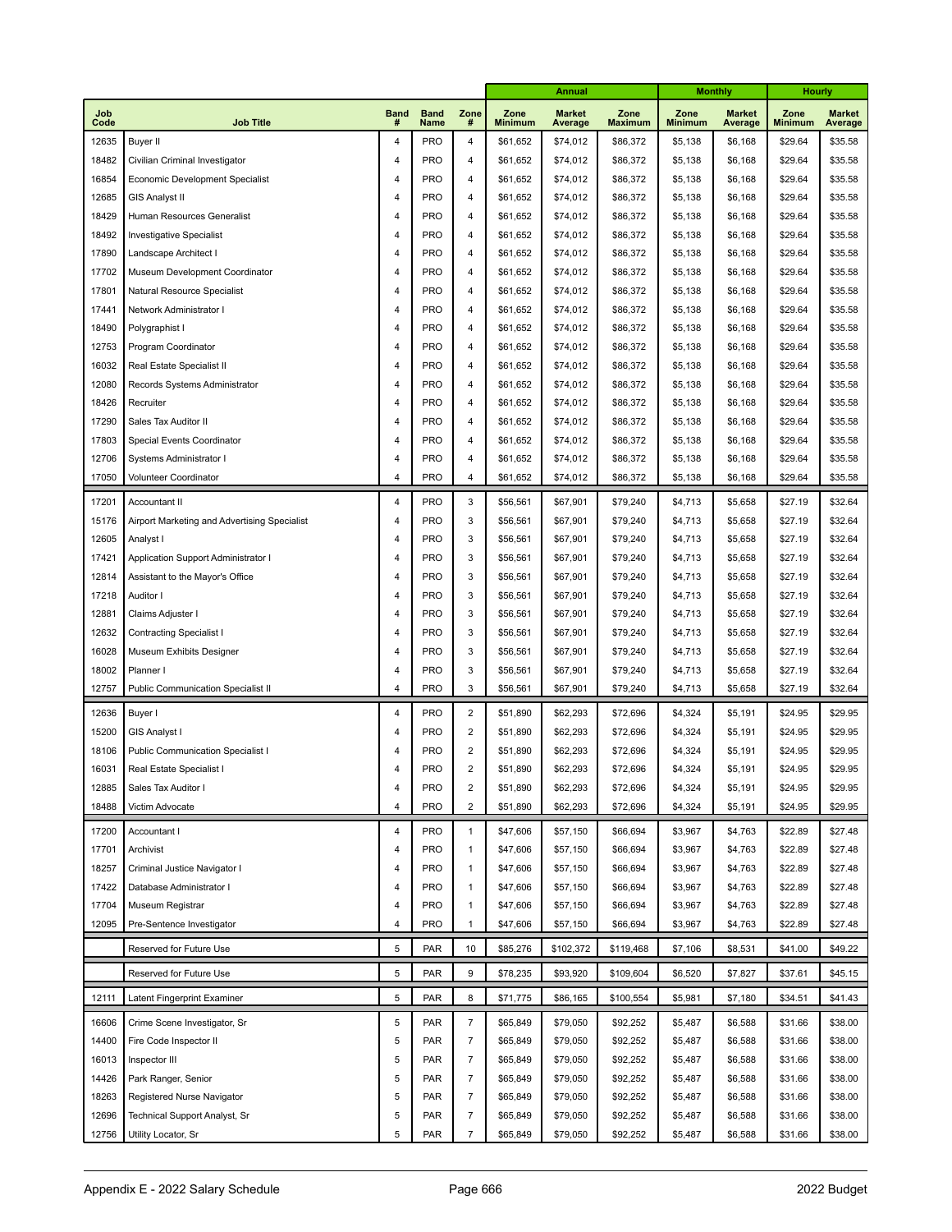| Job Code | Job Title | Band # | Band Name | Zone # | Annual Zone Minimum | Annual Market Average | Annual Zone Maximum | Monthly Zone Minimum | Monthly Market Average | Hourly Zone Minimum | Hourly Market Average |
|---|---|---|---|---|---|---|---|---|---|---|---|
| 12635 | Buyer II | 4 | PRO | 4 | $61,652 | $74,012 | $86,372 | $5,138 | $6,168 | $29.64 | $35.58 |
| 18482 | Civilian Criminal Investigator | 4 | PRO | 4 | $61,652 | $74,012 | $86,372 | $5,138 | $6,168 | $29.64 | $35.58 |
| 16854 | Economic Development Specialist | 4 | PRO | 4 | $61,652 | $74,012 | $86,372 | $5,138 | $6,168 | $29.64 | $35.58 |
| 12685 | GIS Analyst II | 4 | PRO | 4 | $61,652 | $74,012 | $86,372 | $5,138 | $6,168 | $29.64 | $35.58 |
| 18429 | Human Resources Generalist | 4 | PRO | 4 | $61,652 | $74,012 | $86,372 | $5,138 | $6,168 | $29.64 | $35.58 |
| 18492 | Investigative Specialist | 4 | PRO | 4 | $61,652 | $74,012 | $86,372 | $5,138 | $6,168 | $29.64 | $35.58 |
| 17890 | Landscape Architect I | 4 | PRO | 4 | $61,652 | $74,012 | $86,372 | $5,138 | $6,168 | $29.64 | $35.58 |
| 17702 | Museum Development Coordinator | 4 | PRO | 4 | $61,652 | $74,012 | $86,372 | $5,138 | $6,168 | $29.64 | $35.58 |
| 17801 | Natural Resource Specialist | 4 | PRO | 4 | $61,652 | $74,012 | $86,372 | $5,138 | $6,168 | $29.64 | $35.58 |
| 17441 | Network Administrator I | 4 | PRO | 4 | $61,652 | $74,012 | $86,372 | $5,138 | $6,168 | $29.64 | $35.58 |
| 18490 | Polygraphist I | 4 | PRO | 4 | $61,652 | $74,012 | $86,372 | $5,138 | $6,168 | $29.64 | $35.58 |
| 12753 | Program Coordinator | 4 | PRO | 4 | $61,652 | $74,012 | $86,372 | $5,138 | $6,168 | $29.64 | $35.58 |
| 16032 | Real Estate Specialist II | 4 | PRO | 4 | $61,652 | $74,012 | $86,372 | $5,138 | $6,168 | $29.64 | $35.58 |
| 12080 | Records Systems Administrator | 4 | PRO | 4 | $61,652 | $74,012 | $86,372 | $5,138 | $6,168 | $29.64 | $35.58 |
| 18426 | Recruiter | 4 | PRO | 4 | $61,652 | $74,012 | $86,372 | $5,138 | $6,168 | $29.64 | $35.58 |
| 17290 | Sales Tax Auditor II | 4 | PRO | 4 | $61,652 | $74,012 | $86,372 | $5,138 | $6,168 | $29.64 | $35.58 |
| 17803 | Special Events Coordinator | 4 | PRO | 4 | $61,652 | $74,012 | $86,372 | $5,138 | $6,168 | $29.64 | $35.58 |
| 12706 | Systems Administrator I | 4 | PRO | 4 | $61,652 | $74,012 | $86,372 | $5,138 | $6,168 | $29.64 | $35.58 |
| 17050 | Volunteer Coordinator | 4 | PRO | 4 | $61,652 | $74,012 | $86,372 | $5,138 | $6,168 | $29.64 | $35.58 |
| 17201 | Accountant II | 4 | PRO | 3 | $56,561 | $67,901 | $79,240 | $4,713 | $5,658 | $27.19 | $32.64 |
| 15176 | Airport Marketing and Advertising Specialist | 4 | PRO | 3 | $56,561 | $67,901 | $79,240 | $4,713 | $5,658 | $27.19 | $32.64 |
| 12605 | Analyst I | 4 | PRO | 3 | $56,561 | $67,901 | $79,240 | $4,713 | $5,658 | $27.19 | $32.64 |
| 17421 | Application Support Administrator I | 4 | PRO | 3 | $56,561 | $67,901 | $79,240 | $4,713 | $5,658 | $27.19 | $32.64 |
| 12814 | Assistant to the Mayor's Office | 4 | PRO | 3 | $56,561 | $67,901 | $79,240 | $4,713 | $5,658 | $27.19 | $32.64 |
| 17218 | Auditor I | 4 | PRO | 3 | $56,561 | $67,901 | $79,240 | $4,713 | $5,658 | $27.19 | $32.64 |
| 12881 | Claims Adjuster I | 4 | PRO | 3 | $56,561 | $67,901 | $79,240 | $4,713 | $5,658 | $27.19 | $32.64 |
| 12632 | Contracting Specialist I | 4 | PRO | 3 | $56,561 | $67,901 | $79,240 | $4,713 | $5,658 | $27.19 | $32.64 |
| 16028 | Museum Exhibits Designer | 4 | PRO | 3 | $56,561 | $67,901 | $79,240 | $4,713 | $5,658 | $27.19 | $32.64 |
| 18002 | Planner I | 4 | PRO | 3 | $56,561 | $67,901 | $79,240 | $4,713 | $5,658 | $27.19 | $32.64 |
| 12757 | Public Communication Specialist II | 4 | PRO | 3 | $56,561 | $67,901 | $79,240 | $4,713 | $5,658 | $27.19 | $32.64 |
| 12636 | Buyer I | 4 | PRO | 2 | $51,890 | $62,293 | $72,696 | $4,324 | $5,191 | $24.95 | $29.95 |
| 15200 | GIS Analyst I | 4 | PRO | 2 | $51,890 | $62,293 | $72,696 | $4,324 | $5,191 | $24.95 | $29.95 |
| 18106 | Public Communication Specialist I | 4 | PRO | 2 | $51,890 | $62,293 | $72,696 | $4,324 | $5,191 | $24.95 | $29.95 |
| 16031 | Real Estate Specialist I | 4 | PRO | 2 | $51,890 | $62,293 | $72,696 | $4,324 | $5,191 | $24.95 | $29.95 |
| 12885 | Sales Tax Auditor I | 4 | PRO | 2 | $51,890 | $62,293 | $72,696 | $4,324 | $5,191 | $24.95 | $29.95 |
| 18488 | Victim Advocate | 4 | PRO | 2 | $51,890 | $62,293 | $72,696 | $4,324 | $5,191 | $24.95 | $29.95 |
| 17200 | Accountant I | 4 | PRO | 1 | $47,606 | $57,150 | $66,694 | $3,967 | $4,763 | $22.89 | $27.48 |
| 17701 | Archivist | 4 | PRO | 1 | $47,606 | $57,150 | $66,694 | $3,967 | $4,763 | $22.89 | $27.48 |
| 18257 | Criminal Justice Navigator I | 4 | PRO | 1 | $47,606 | $57,150 | $66,694 | $3,967 | $4,763 | $22.89 | $27.48 |
| 17422 | Database Administrator I | 4 | PRO | 1 | $47,606 | $57,150 | $66,694 | $3,967 | $4,763 | $22.89 | $27.48 |
| 17704 | Museum Registrar | 4 | PRO | 1 | $47,606 | $57,150 | $66,694 | $3,967 | $4,763 | $22.89 | $27.48 |
| 12095 | Pre-Sentence Investigator | 4 | PRO | 1 | $47,606 | $57,150 | $66,694 | $3,967 | $4,763 | $22.89 | $27.48 |
| | Reserved for Future Use | 5 | PAR | 10 | $85,276 | $102,372 | $119,468 | $7,106 | $8,531 | $41.00 | $49.22 |
| | Reserved for Future Use | 5 | PAR | 9 | $78,235 | $93,920 | $109,604 | $6,520 | $7,827 | $37.61 | $45.15 |
| 12111 | Latent Fingerprint Examiner | 5 | PAR | 8 | $71,775 | $86,165 | $100,554 | $5,981 | $7,180 | $34.51 | $41.43 |
| 16606 | Crime Scene Investigator, Sr | 5 | PAR | 7 | $65,849 | $79,050 | $92,252 | $5,487 | $6,588 | $31.66 | $38.00 |
| 14400 | Fire Code Inspector II | 5 | PAR | 7 | $65,849 | $79,050 | $92,252 | $5,487 | $6,588 | $31.66 | $38.00 |
| 16013 | Inspector III | 5 | PAR | 7 | $65,849 | $79,050 | $92,252 | $5,487 | $6,588 | $31.66 | $38.00 |
| 14426 | Park Ranger, Senior | 5 | PAR | 7 | $65,849 | $79,050 | $92,252 | $5,487 | $6,588 | $31.66 | $38.00 |
| 18263 | Registered Nurse Navigator | 5 | PAR | 7 | $65,849 | $79,050 | $92,252 | $5,487 | $6,588 | $31.66 | $38.00 |
| 12696 | Technical Support Analyst, Sr | 5 | PAR | 7 | $65,849 | $79,050 | $92,252 | $5,487 | $6,588 | $31.66 | $38.00 |
| 12756 | Utility Locator, Sr | 5 | PAR | 7 | $65,849 | $79,050 | $92,252 | $5,487 | $6,588 | $31.66 | $38.00 |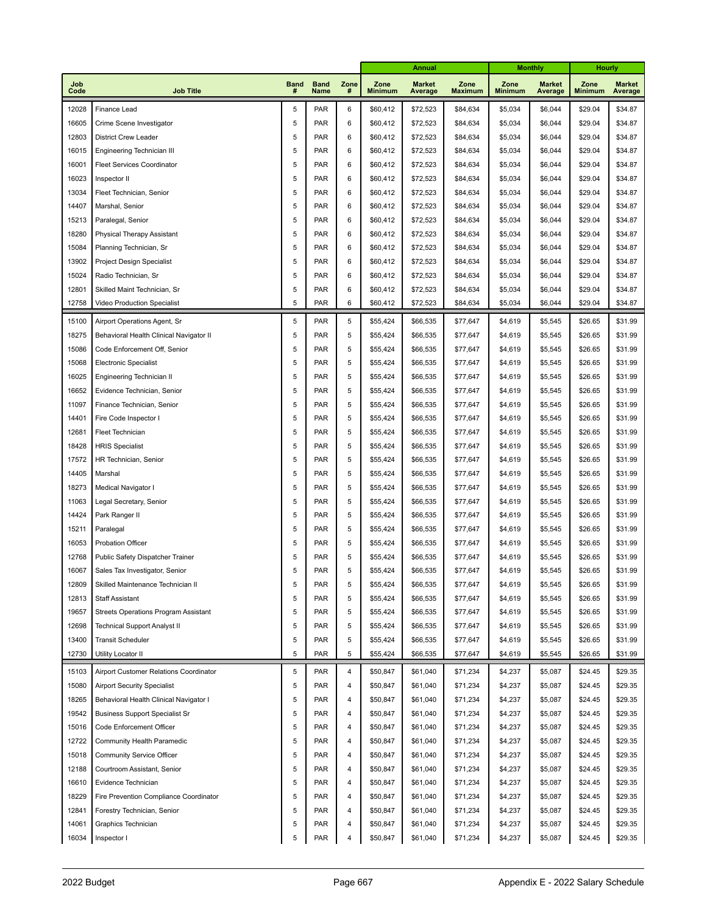| | | | | | Annual | | | Monthly | | Hourly | |
|---|---|---|---|---|---|---|---|---|---|---|---|
| Job Code | Job Title | Band # | Band Name | Zone # | Zone Minimum | Market Average | Zone Maximum | Zone Minimum | Market Average | Zone Minimum | Market Average |
| 12028 | Finance Lead | 5 | PAR | 6 | $60,412 | $72,523 | $84,634 | $5,034 | $6,044 | $29.04 | $34.87 |
| 16605 | Crime Scene Investigator | 5 | PAR | 6 | $60,412 | $72,523 | $84,634 | $5,034 | $6,044 | $29.04 | $34.87 |
| 12803 | District Crew Leader | 5 | PAR | 6 | $60,412 | $72,523 | $84,634 | $5,034 | $6,044 | $29.04 | $34.87 |
| 16015 | Engineering Technician III | 5 | PAR | 6 | $60,412 | $72,523 | $84,634 | $5,034 | $6,044 | $29.04 | $34.87 |
| 16001 | Fleet Services Coordinator | 5 | PAR | 6 | $60,412 | $72,523 | $84,634 | $5,034 | $6,044 | $29.04 | $34.87 |
| 16023 | Inspector II | 5 | PAR | 6 | $60,412 | $72,523 | $84,634 | $5,034 | $6,044 | $29.04 | $34.87 |
| 13034 | Fleet Technician, Senior | 5 | PAR | 6 | $60,412 | $72,523 | $84,634 | $5,034 | $6,044 | $29.04 | $34.87 |
| 14407 | Marshal, Senior | 5 | PAR | 6 | $60,412 | $72,523 | $84,634 | $5,034 | $6,044 | $29.04 | $34.87 |
| 15213 | Paralegal, Senior | 5 | PAR | 6 | $60,412 | $72,523 | $84,634 | $5,034 | $6,044 | $29.04 | $34.87 |
| 18280 | Physical Therapy Assistant | 5 | PAR | 6 | $60,412 | $72,523 | $84,634 | $5,034 | $6,044 | $29.04 | $34.87 |
| 15084 | Planning Technician, Sr | 5 | PAR | 6 | $60,412 | $72,523 | $84,634 | $5,034 | $6,044 | $29.04 | $34.87 |
| 13902 | Project Design Specialist | 5 | PAR | 6 | $60,412 | $72,523 | $84,634 | $5,034 | $6,044 | $29.04 | $34.87 |
| 15024 | Radio Technician, Sr | 5 | PAR | 6 | $60,412 | $72,523 | $84,634 | $5,034 | $6,044 | $29.04 | $34.87 |
| 12801 | Skilled Maint Technician, Sr | 5 | PAR | 6 | $60,412 | $72,523 | $84,634 | $5,034 | $6,044 | $29.04 | $34.87 |
| 12758 | Video Production Specialist | 5 | PAR | 6 | $60,412 | $72,523 | $84,634 | $5,034 | $6,044 | $29.04 | $34.87 |
| 15100 | Airport Operations Agent, Sr | 5 | PAR | 5 | $55,424 | $66,535 | $77,647 | $4,619 | $5,545 | $26.65 | $31.99 |
| 18275 | Behavioral Health Clinical Navigator II | 5 | PAR | 5 | $55,424 | $66,535 | $77,647 | $4,619 | $5,545 | $26.65 | $31.99 |
| 15086 | Code Enforcement Off, Senior | 5 | PAR | 5 | $55,424 | $66,535 | $77,647 | $4,619 | $5,545 | $26.65 | $31.99 |
| 15068 | Electronic Specialist | 5 | PAR | 5 | $55,424 | $66,535 | $77,647 | $4,619 | $5,545 | $26.65 | $31.99 |
| 16025 | Engineering Technician II | 5 | PAR | 5 | $55,424 | $66,535 | $77,647 | $4,619 | $5,545 | $26.65 | $31.99 |
| 16652 | Evidence Technician, Senior | 5 | PAR | 5 | $55,424 | $66,535 | $77,647 | $4,619 | $5,545 | $26.65 | $31.99 |
| 11097 | Finance Technician, Senior | 5 | PAR | 5 | $55,424 | $66,535 | $77,647 | $4,619 | $5,545 | $26.65 | $31.99 |
| 14401 | Fire Code Inspector I | 5 | PAR | 5 | $55,424 | $66,535 | $77,647 | $4,619 | $5,545 | $26.65 | $31.99 |
| 12681 | Fleet Technician | 5 | PAR | 5 | $55,424 | $66,535 | $77,647 | $4,619 | $5,545 | $26.65 | $31.99 |
| 18428 | HRIS Specialist | 5 | PAR | 5 | $55,424 | $66,535 | $77,647 | $4,619 | $5,545 | $26.65 | $31.99 |
| 17572 | HR Technician, Senior | 5 | PAR | 5 | $55,424 | $66,535 | $77,647 | $4,619 | $5,545 | $26.65 | $31.99 |
| 14405 | Marshal | 5 | PAR | 5 | $55,424 | $66,535 | $77,647 | $4,619 | $5,545 | $26.65 | $31.99 |
| 18273 | Medical Navigator I | 5 | PAR | 5 | $55,424 | $66,535 | $77,647 | $4,619 | $5,545 | $26.65 | $31.99 |
| 11063 | Legal Secretary, Senior | 5 | PAR | 5 | $55,424 | $66,535 | $77,647 | $4,619 | $5,545 | $26.65 | $31.99 |
| 14424 | Park Ranger II | 5 | PAR | 5 | $55,424 | $66,535 | $77,647 | $4,619 | $5,545 | $26.65 | $31.99 |
| 15211 | Paralegal | 5 | PAR | 5 | $55,424 | $66,535 | $77,647 | $4,619 | $5,545 | $26.65 | $31.99 |
| 16053 | Probation Officer | 5 | PAR | 5 | $55,424 | $66,535 | $77,647 | $4,619 | $5,545 | $26.65 | $31.99 |
| 12768 | Public Safety Dispatcher Trainer | 5 | PAR | 5 | $55,424 | $66,535 | $77,647 | $4,619 | $5,545 | $26.65 | $31.99 |
| 16067 | Sales Tax Investigator, Senior | 5 | PAR | 5 | $55,424 | $66,535 | $77,647 | $4,619 | $5,545 | $26.65 | $31.99 |
| 12809 | Skilled Maintenance Technician II | 5 | PAR | 5 | $55,424 | $66,535 | $77,647 | $4,619 | $5,545 | $26.65 | $31.99 |
| 12813 | Staff Assistant | 5 | PAR | 5 | $55,424 | $66,535 | $77,647 | $4,619 | $5,545 | $26.65 | $31.99 |
| 19657 | Streets Operations Program Assistant | 5 | PAR | 5 | $55,424 | $66,535 | $77,647 | $4,619 | $5,545 | $26.65 | $31.99 |
| 12698 | Technical Support Analyst II | 5 | PAR | 5 | $55,424 | $66,535 | $77,647 | $4,619 | $5,545 | $26.65 | $31.99 |
| 13400 | Transit Scheduler | 5 | PAR | 5 | $55,424 | $66,535 | $77,647 | $4,619 | $5,545 | $26.65 | $31.99 |
| 12730 | Utility Locator II | 5 | PAR | 5 | $55,424 | $66,535 | $77,647 | $4,619 | $5,545 | $26.65 | $31.99 |
| 15103 | Airport Customer Relations Coordinator | 5 | PAR | 4 | $50,847 | $61,040 | $71,234 | $4,237 | $5,087 | $24.45 | $29.35 |
| 15080 | Airport Security Specialist | 5 | PAR | 4 | $50,847 | $61,040 | $71,234 | $4,237 | $5,087 | $24.45 | $29.35 |
| 18265 | Behavioral Health Clinical Navigator I | 5 | PAR | 4 | $50,847 | $61,040 | $71,234 | $4,237 | $5,087 | $24.45 | $29.35 |
| 19542 | Business Support Specialist Sr | 5 | PAR | 4 | $50,847 | $61,040 | $71,234 | $4,237 | $5,087 | $24.45 | $29.35 |
| 15016 | Code Enforcement Officer | 5 | PAR | 4 | $50,847 | $61,040 | $71,234 | $4,237 | $5,087 | $24.45 | $29.35 |
| 12722 | Community Health Paramedic | 5 | PAR | 4 | $50,847 | $61,040 | $71,234 | $4,237 | $5,087 | $24.45 | $29.35 |
| 15018 | Community Service Officer | 5 | PAR | 4 | $50,847 | $61,040 | $71,234 | $4,237 | $5,087 | $24.45 | $29.35 |
| 12188 | Courtroom Assistant, Senior | 5 | PAR | 4 | $50,847 | $61,040 | $71,234 | $4,237 | $5,087 | $24.45 | $29.35 |
| 16610 | Evidence Technician | 5 | PAR | 4 | $50,847 | $61,040 | $71,234 | $4,237 | $5,087 | $24.45 | $29.35 |
| 18229 | Fire Prevention Compliance Coordinator | 5 | PAR | 4 | $50,847 | $61,040 | $71,234 | $4,237 | $5,087 | $24.45 | $29.35 |
| 12841 | Forestry Technician, Senior | 5 | PAR | 4 | $50,847 | $61,040 | $71,234 | $4,237 | $5,087 | $24.45 | $29.35 |
| 14061 | Graphics Technician | 5 | PAR | 4 | $50,847 | $61,040 | $71,234 | $4,237 | $5,087 | $24.45 | $29.35 |
| 16034 | Inspector I | 5 | PAR | 4 | $50,847 | $61,040 | $71,234 | $4,237 | $5,087 | $24.45 | $29.35 |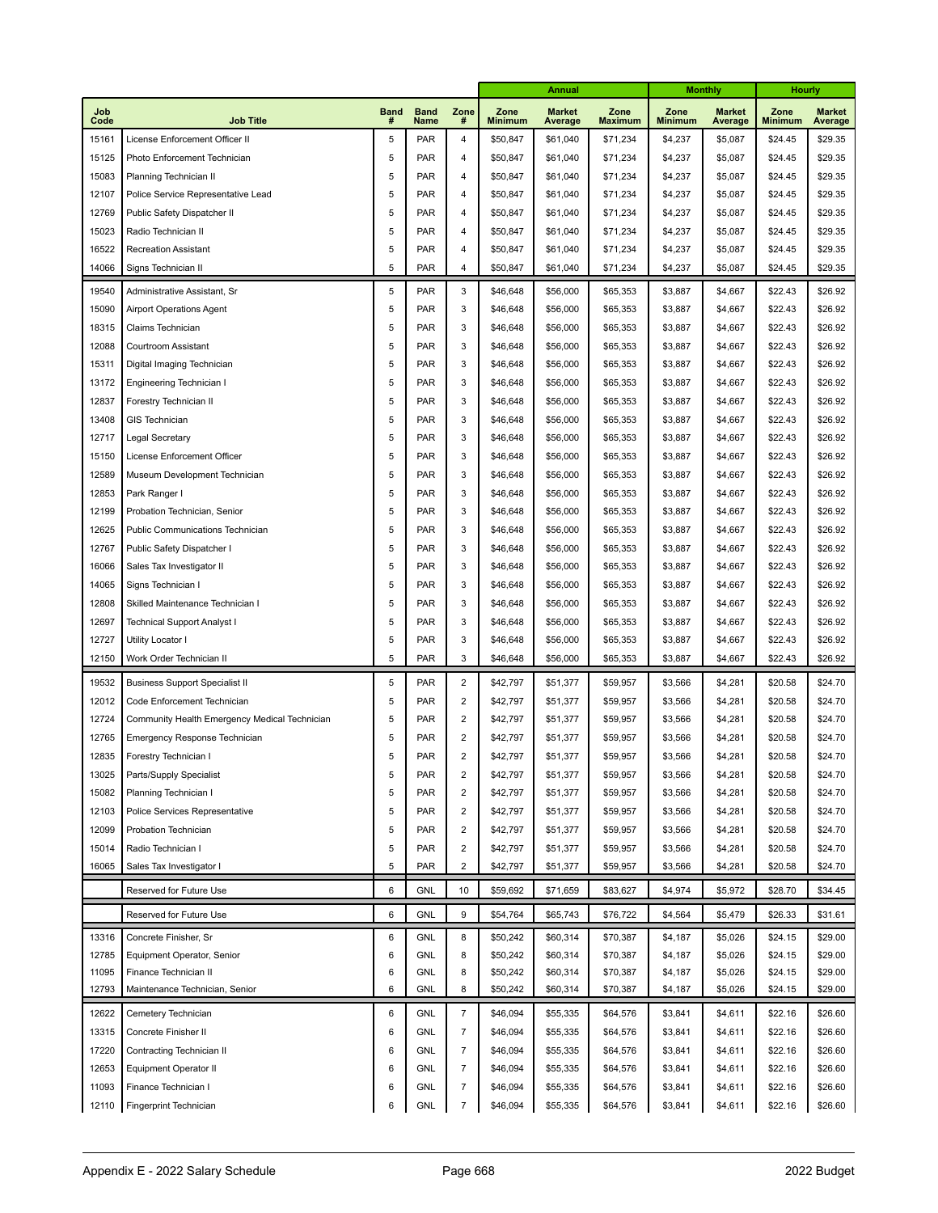| Job Code | Job Title | Band # | Band Name | Zone # | Annual | | | Monthly | | Hourly | |
|---|---|---|---|---|---|---|---|---|---|---|---|
| | | | | | Zone Minimum | Market Average | Zone Maximum | Zone Minimum | Market Average | Zone Minimum | Market Average |
| 15161 | License Enforcement Officer II | 5 | PAR | 4 | $50,847 | $61,040 | $71,234 | $4,237 | $5,087 | $24.45 | $29.35 |
| 15125 | Photo Enforcement Technician | 5 | PAR | 4 | $50,847 | $61,040 | $71,234 | $4,237 | $5,087 | $24.45 | $29.35 |
| 15083 | Planning Technician II | 5 | PAR | 4 | $50,847 | $61,040 | $71,234 | $4,237 | $5,087 | $24.45 | $29.35 |
| 12107 | Police Service Representative Lead | 5 | PAR | 4 | $50,847 | $61,040 | $71,234 | $4,237 | $5,087 | $24.45 | $29.35 |
| 12769 | Public Safety Dispatcher II | 5 | PAR | 4 | $50,847 | $61,040 | $71,234 | $4,237 | $5,087 | $24.45 | $29.35 |
| 15023 | Radio Technician II | 5 | PAR | 4 | $50,847 | $61,040 | $71,234 | $4,237 | $5,087 | $24.45 | $29.35 |
| 16522 | Recreation Assistant | 5 | PAR | 4 | $50,847 | $61,040 | $71,234 | $4,237 | $5,087 | $24.45 | $29.35 |
| 14066 | Signs Technician II | 5 | PAR | 4 | $50,847 | $61,040 | $71,234 | $4,237 | $5,087 | $24.45 | $29.35 |
| 19540 | Administrative Assistant, Sr | 5 | PAR | 3 | $46,648 | $56,000 | $65,353 | $3,887 | $4,667 | $22.43 | $26.92 |
| 15090 | Airport Operations Agent | 5 | PAR | 3 | $46,648 | $56,000 | $65,353 | $3,887 | $4,667 | $22.43 | $26.92 |
| 18315 | Claims Technician | 5 | PAR | 3 | $46,648 | $56,000 | $65,353 | $3,887 | $4,667 | $22.43 | $26.92 |
| 12088 | Courtroom Assistant | 5 | PAR | 3 | $46,648 | $56,000 | $65,353 | $3,887 | $4,667 | $22.43 | $26.92 |
| 15311 | Digital Imaging Technician | 5 | PAR | 3 | $46,648 | $56,000 | $65,353 | $3,887 | $4,667 | $22.43 | $26.92 |
| 13172 | Engineering Technician I | 5 | PAR | 3 | $46,648 | $56,000 | $65,353 | $3,887 | $4,667 | $22.43 | $26.92 |
| 12837 | Forestry Technician II | 5 | PAR | 3 | $46,648 | $56,000 | $65,353 | $3,887 | $4,667 | $22.43 | $26.92 |
| 13408 | GIS Technician | 5 | PAR | 3 | $46,648 | $56,000 | $65,353 | $3,887 | $4,667 | $22.43 | $26.92 |
| 12717 | Legal Secretary | 5 | PAR | 3 | $46,648 | $56,000 | $65,353 | $3,887 | $4,667 | $22.43 | $26.92 |
| 15150 | License Enforcement Officer | 5 | PAR | 3 | $46,648 | $56,000 | $65,353 | $3,887 | $4,667 | $22.43 | $26.92 |
| 12589 | Museum Development Technician | 5 | PAR | 3 | $46,648 | $56,000 | $65,353 | $3,887 | $4,667 | $22.43 | $26.92 |
| 12853 | Park Ranger I | 5 | PAR | 3 | $46,648 | $56,000 | $65,353 | $3,887 | $4,667 | $22.43 | $26.92 |
| 12199 | Probation Technician, Senior | 5 | PAR | 3 | $46,648 | $56,000 | $65,353 | $3,887 | $4,667 | $22.43 | $26.92 |
| 12625 | Public Communications Technician | 5 | PAR | 3 | $46,648 | $56,000 | $65,353 | $3,887 | $4,667 | $22.43 | $26.92 |
| 12767 | Public Safety Dispatcher I | 5 | PAR | 3 | $46,648 | $56,000 | $65,353 | $3,887 | $4,667 | $22.43 | $26.92 |
| 16066 | Sales Tax Investigator II | 5 | PAR | 3 | $46,648 | $56,000 | $65,353 | $3,887 | $4,667 | $22.43 | $26.92 |
| 14065 | Signs Technician I | 5 | PAR | 3 | $46,648 | $56,000 | $65,353 | $3,887 | $4,667 | $22.43 | $26.92 |
| 12808 | Skilled Maintenance Technician I | 5 | PAR | 3 | $46,648 | $56,000 | $65,353 | $3,887 | $4,667 | $22.43 | $26.92 |
| 12697 | Technical Support Analyst I | 5 | PAR | 3 | $46,648 | $56,000 | $65,353 | $3,887 | $4,667 | $22.43 | $26.92 |
| 12727 | Utility Locator I | 5 | PAR | 3 | $46,648 | $56,000 | $65,353 | $3,887 | $4,667 | $22.43 | $26.92 |
| 12150 | Work Order Technician II | 5 | PAR | 3 | $46,648 | $56,000 | $65,353 | $3,887 | $4,667 | $22.43 | $26.92 |
| 19532 | Business Support Specialist II | 5 | PAR | 2 | $42,797 | $51,377 | $59,957 | $3,566 | $4,281 | $20.58 | $24.70 |
| 12012 | Code Enforcement Technician | 5 | PAR | 2 | $42,797 | $51,377 | $59,957 | $3,566 | $4,281 | $20.58 | $24.70 |
| 12724 | Community Health Emergency Medical Technician | 5 | PAR | 2 | $42,797 | $51,377 | $59,957 | $3,566 | $4,281 | $20.58 | $24.70 |
| 12765 | Emergency Response Technician | 5 | PAR | 2 | $42,797 | $51,377 | $59,957 | $3,566 | $4,281 | $20.58 | $24.70 |
| 12835 | Forestry Technician I | 5 | PAR | 2 | $42,797 | $51,377 | $59,957 | $3,566 | $4,281 | $20.58 | $24.70 |
| 13025 | Parts/Supply Specialist | 5 | PAR | 2 | $42,797 | $51,377 | $59,957 | $3,566 | $4,281 | $20.58 | $24.70 |
| 15082 | Planning Technician I | 5 | PAR | 2 | $42,797 | $51,377 | $59,957 | $3,566 | $4,281 | $20.58 | $24.70 |
| 12103 | Police Services Representative | 5 | PAR | 2 | $42,797 | $51,377 | $59,957 | $3,566 | $4,281 | $20.58 | $24.70 |
| 12099 | Probation Technician | 5 | PAR | 2 | $42,797 | $51,377 | $59,957 | $3,566 | $4,281 | $20.58 | $24.70 |
| 15014 | Radio Technician I | 5 | PAR | 2 | $42,797 | $51,377 | $59,957 | $3,566 | $4,281 | $20.58 | $24.70 |
| 16065 | Sales Tax Investigator I | 5 | PAR | 2 | $42,797 | $51,377 | $59,957 | $3,566 | $4,281 | $20.58 | $24.70 |
| | Reserved for Future Use | 6 | GNL | 10 | $59,692 | $71,659 | $83,627 | $4,974 | $5,972 | $28.70 | $34.45 |
| | Reserved for Future Use | 6 | GNL | 9 | $54,764 | $65,743 | $76,722 | $4,564 | $5,479 | $26.33 | $31.61 |
| 13316 | Concrete Finisher, Sr | 6 | GNL | 8 | $50,242 | $60,314 | $70,387 | $4,187 | $5,026 | $24.15 | $29.00 |
| 12785 | Equipment Operator, Senior | 6 | GNL | 8 | $50,242 | $60,314 | $70,387 | $4,187 | $5,026 | $24.15 | $29.00 |
| 11095 | Finance Technician II | 6 | GNL | 8 | $50,242 | $60,314 | $70,387 | $4,187 | $5,026 | $24.15 | $29.00 |
| 12793 | Maintenance Technician, Senior | 6 | GNL | 8 | $50,242 | $60,314 | $70,387 | $4,187 | $5,026 | $24.15 | $29.00 |
| 12622 | Cemetery Technician | 6 | GNL | 7 | $46,094 | $55,335 | $64,576 | $3,841 | $4,611 | $22.16 | $26.60 |
| 13315 | Concrete Finisher II | 6 | GNL | 7 | $46,094 | $55,335 | $64,576 | $3,841 | $4,611 | $22.16 | $26.60 |
| 17220 | Contracting Technician II | 6 | GNL | 7 | $46,094 | $55,335 | $64,576 | $3,841 | $4,611 | $22.16 | $26.60 |
| 12653 | Equipment Operator II | 6 | GNL | 7 | $46,094 | $55,335 | $64,576 | $3,841 | $4,611 | $22.16 | $26.60 |
| 11093 | Finance Technician I | 6 | GNL | 7 | $46,094 | $55,335 | $64,576 | $3,841 | $4,611 | $22.16 | $26.60 |
| 12110 | Fingerprint Technician | 6 | GNL | 7 | $46,094 | $55,335 | $64,576 | $3,841 | $4,611 | $22.16 | $26.60 |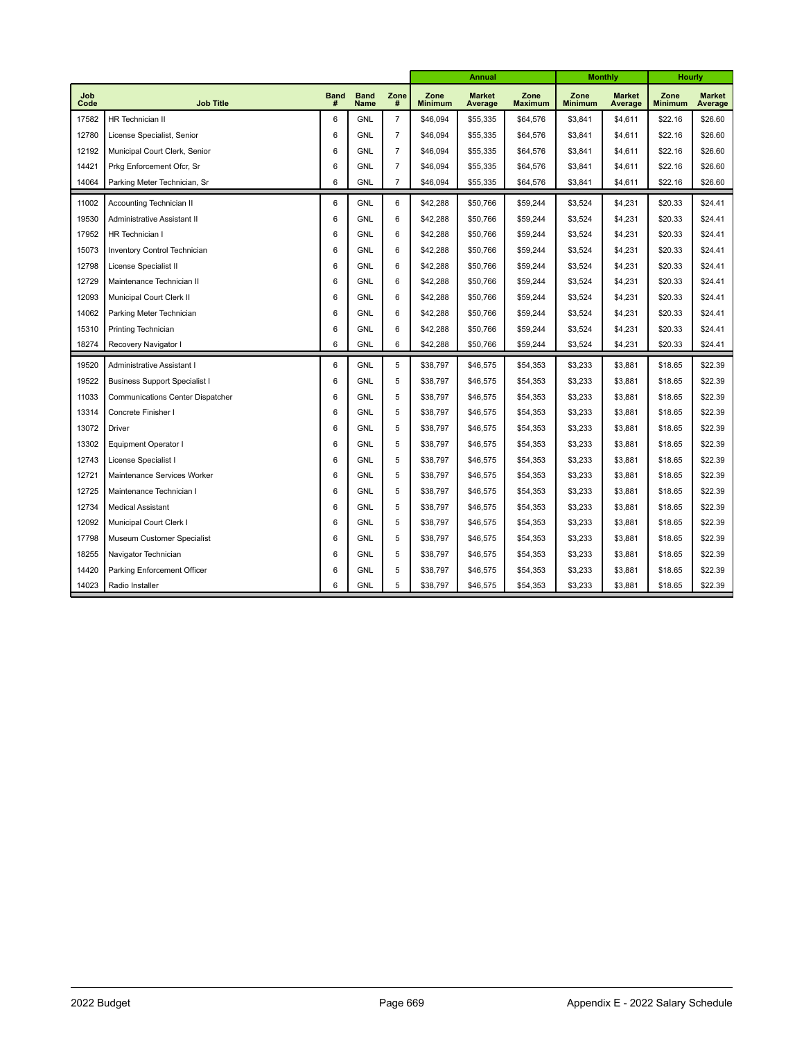| Job Code | Job Title | Band # | Band Name | Zone # | Annual | | | Monthly | | Hourly | |
|---|---|---|---|---|---|---|---|---|---|---|---|
| | | | | | Zone Minimum | Market Average | Zone Maximum | Zone Minimum | Market Average | Zone Minimum | Market Average |
| 17582 | HR Technician II | 6 | GNL | 7 | $46,094 | $55,335 | $64,576 | $3,841 | $4,611 | $22.16 | $26.60 |
| 12780 | License Specialist, Senior | 6 | GNL | 7 | $46,094 | $55,335 | $64,576 | $3,841 | $4,611 | $22.16 | $26.60 |
| 12192 | Municipal Court Clerk, Senior | 6 | GNL | 7 | $46,094 | $55,335 | $64,576 | $3,841 | $4,611 | $22.16 | $26.60 |
| 14421 | Prkg Enforcement Ofcr, Sr | 6 | GNL | 7 | $46,094 | $55,335 | $64,576 | $3,841 | $4,611 | $22.16 | $26.60 |
| 14064 | Parking Meter Technician, Sr | 6 | GNL | 7 | $46,094 | $55,335 | $64,576 | $3,841 | $4,611 | $22.16 | $26.60 |
| 11002 | Accounting Technician II | 6 | GNL | 6 | $42,288 | $50,766 | $59,244 | $3,524 | $4,231 | $20.33 | $24.41 |
| 19530 | Administrative Assistant II | 6 | GNL | 6 | $42,288 | $50,766 | $59,244 | $3,524 | $4,231 | $20.33 | $24.41 |
| 17952 | HR Technician I | 6 | GNL | 6 | $42,288 | $50,766 | $59,244 | $3,524 | $4,231 | $20.33 | $24.41 |
| 15073 | Inventory Control Technician | 6 | GNL | 6 | $42,288 | $50,766 | $59,244 | $3,524 | $4,231 | $20.33 | $24.41 |
| 12798 | License Specialist II | 6 | GNL | 6 | $42,288 | $50,766 | $59,244 | $3,524 | $4,231 | $20.33 | $24.41 |
| 12729 | Maintenance Technician II | 6 | GNL | 6 | $42,288 | $50,766 | $59,244 | $3,524 | $4,231 | $20.33 | $24.41 |
| 12093 | Municipal Court Clerk II | 6 | GNL | 6 | $42,288 | $50,766 | $59,244 | $3,524 | $4,231 | $20.33 | $24.41 |
| 14062 | Parking Meter Technician | 6 | GNL | 6 | $42,288 | $50,766 | $59,244 | $3,524 | $4,231 | $20.33 | $24.41 |
| 15310 | Printing Technician | 6 | GNL | 6 | $42,288 | $50,766 | $59,244 | $3,524 | $4,231 | $20.33 | $24.41 |
| 18274 | Recovery Navigator I | 6 | GNL | 6 | $42,288 | $50,766 | $59,244 | $3,524 | $4,231 | $20.33 | $24.41 |
| 19520 | Administrative Assistant I | 6 | GNL | 5 | $38,797 | $46,575 | $54,353 | $3,233 | $3,881 | $18.65 | $22.39 |
| 19522 | Business Support Specialist I | 6 | GNL | 5 | $38,797 | $46,575 | $54,353 | $3,233 | $3,881 | $18.65 | $22.39 |
| 11033 | Communications Center Dispatcher | 6 | GNL | 5 | $38,797 | $46,575 | $54,353 | $3,233 | $3,881 | $18.65 | $22.39 |
| 13314 | Concrete Finisher I | 6 | GNL | 5 | $38,797 | $46,575 | $54,353 | $3,233 | $3,881 | $18.65 | $22.39 |
| 13072 | Driver | 6 | GNL | 5 | $38,797 | $46,575 | $54,353 | $3,233 | $3,881 | $18.65 | $22.39 |
| 13302 | Equipment Operator I | 6 | GNL | 5 | $38,797 | $46,575 | $54,353 | $3,233 | $3,881 | $18.65 | $22.39 |
| 12743 | License Specialist I | 6 | GNL | 5 | $38,797 | $46,575 | $54,353 | $3,233 | $3,881 | $18.65 | $22.39 |
| 12721 | Maintenance Services Worker | 6 | GNL | 5 | $38,797 | $46,575 | $54,353 | $3,233 | $3,881 | $18.65 | $22.39 |
| 12725 | Maintenance Technician I | 6 | GNL | 5 | $38,797 | $46,575 | $54,353 | $3,233 | $3,881 | $18.65 | $22.39 |
| 12734 | Medical Assistant | 6 | GNL | 5 | $38,797 | $46,575 | $54,353 | $3,233 | $3,881 | $18.65 | $22.39 |
| 12092 | Municipal Court Clerk I | 6 | GNL | 5 | $38,797 | $46,575 | $54,353 | $3,233 | $3,881 | $18.65 | $22.39 |
| 17798 | Museum Customer Specialist | 6 | GNL | 5 | $38,797 | $46,575 | $54,353 | $3,233 | $3,881 | $18.65 | $22.39 |
| 18255 | Navigator Technician | 6 | GNL | 5 | $38,797 | $46,575 | $54,353 | $3,233 | $3,881 | $18.65 | $22.39 |
| 14420 | Parking Enforcement Officer | 6 | GNL | 5 | $38,797 | $46,575 | $54,353 | $3,233 | $3,881 | $18.65 | $22.39 |
| 14023 | Radio Installer | 6 | GNL | 5 | $38,797 | $46,575 | $54,353 | $3,233 | $3,881 | $18.65 | $22.39 |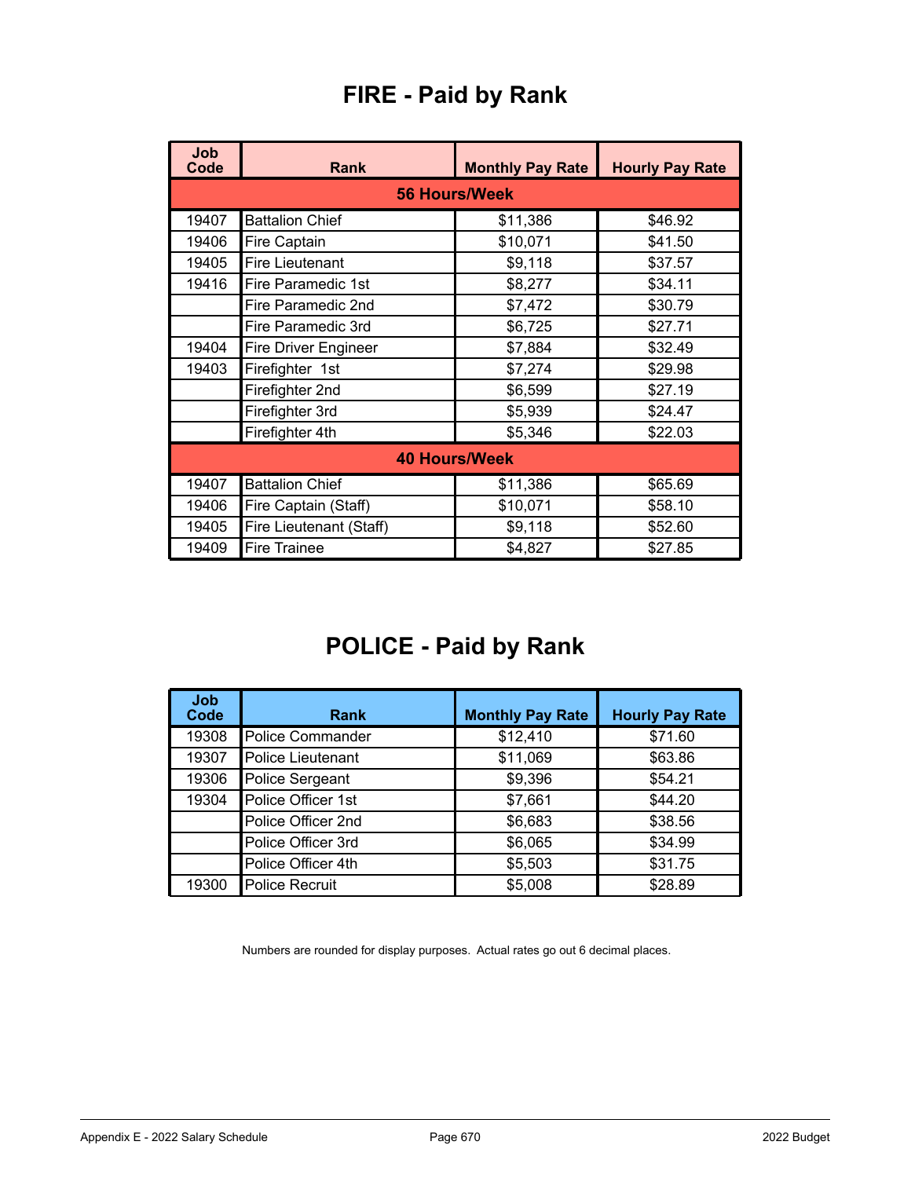# FIRE - Paid by Rank

| Job Code | Rank | Monthly Pay Rate | Hourly Pay Rate |
|---|---|---|---|
| **56 Hours/Week** | | | |
| 19407 | Battalion Chief | $11,386 | $46.92 |
| 19406 | Fire Captain | $10,071 | $41.50 |
| 19405 | Fire Lieutenant | $9,118 | $37.57 |
| 19416 | Fire Paramedic 1st | $8,277 | $34.11 |
| | Fire Paramedic 2nd | $7,472 | $30.79 |
| | Fire Paramedic 3rd | $6,725 | $27.71 |
| 19404 | Fire Driver Engineer | $7,884 | $32.49 |
| 19403 | Firefighter 1st | $7,274 | $29.98 |
| | Firefighter 2nd | $6,599 | $27.19 |
| | Firefighter 3rd | $5,939 | $24.47 |
| | Firefighter 4th | $5,346 | $22.03 |
| **40 Hours/Week** | | | |
| 19407 | Battalion Chief | $11,386 | $65.69 |
| 19406 | Fire Captain (Staff) | $10,071 | $58.10 |
| 19405 | Fire Lieutenant (Staff) | $9,118 | $52.60 |
| 19409 | Fire Trainee | $4,827 | $27.85 |

# POLICE - Paid by Rank

| Job Code | Rank | Monthly Pay Rate | Hourly Pay Rate |
|---|---|---|---|
| 19308 | Police Commander | $12,410 | $71.60 |
| 19307 | Police Lieutenant | $11,069 | $63.86 |
| 19306 | Police Sergeant | $9,396 | $54.21 |
| 19304 | Police Officer 1st | $7,661 | $44.20 |
| | Police Officer 2nd | $6,683 | $38.56 |
| | Police Officer 3rd | $6,065 | $34.99 |
| | Police Officer 4th | $5,503 | $31.75 |
| 19300 | Police Recruit | $5,008 | $28.89 |

Numbers are rounded for display purposes. Actual rates go out 6 decimal places.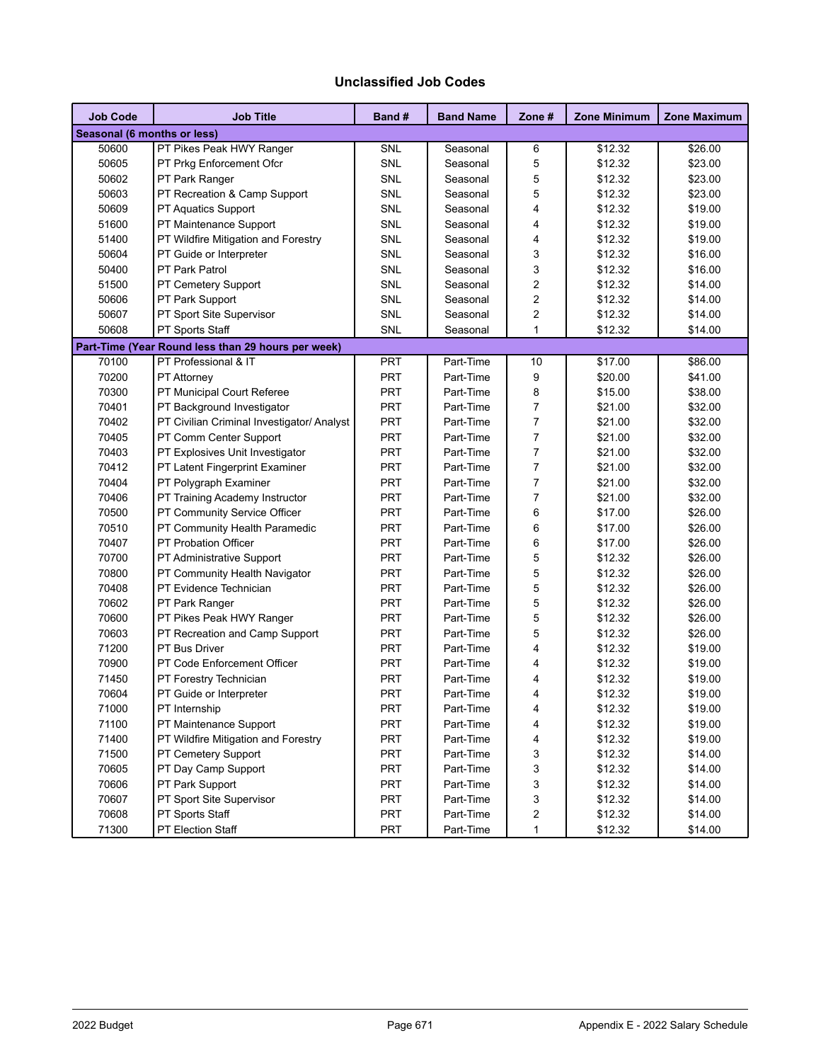## Unclassified Job Codes

| Job Code | Job Title | Band # | Band Name | Zone # | Zone Minimum | Zone Maximum |
|---|---|---|---|---|---|---|
| **Seasonal (6 months or less)** | | | | | | |
| 50600 | PT Pikes Peak HWY Ranger | SNL | Seasonal | 6 | $12.32 | $26.00 |
| 50605 | PT Prkg Enforcement Ofcr | SNL | Seasonal | 5 | $12.32 | $23.00 |
| 50602 | PT Park Ranger | SNL | Seasonal | 5 | $12.32 | $23.00 |
| 50603 | PT Recreation & Camp Support | SNL | Seasonal | 5 | $12.32 | $23.00 |
| 50609 | PT Aquatics Support | SNL | Seasonal | 4 | $12.32 | $19.00 |
| 51600 | PT Maintenance Support | SNL | Seasonal | 4 | $12.32 | $19.00 |
| 51400 | PT Wildfire Mitigation and Forestry | SNL | Seasonal | 4 | $12.32 | $19.00 |
| 50604 | PT Guide or Interpreter | SNL | Seasonal | 3 | $12.32 | $16.00 |
| 50400 | PT Park Patrol | SNL | Seasonal | 3 | $12.32 | $16.00 |
| 51500 | PT Cemetery Support | SNL | Seasonal | 2 | $12.32 | $14.00 |
| 50606 | PT Park Support | SNL | Seasonal | 2 | $12.32 | $14.00 |
| 50607 | PT Sport Site Supervisor | SNL | Seasonal | 2 | $12.32 | $14.00 |
| 50608 | PT Sports Staff | SNL | Seasonal | 1 | $12.32 | $14.00 |
| **Part-Time (Year Round less than 29 hours per week)** | | | | | | |
| 70100 | PT Professional & IT | PRT | Part-Time | 10 | $17.00 | $86.00 |
| 70200 | PT Attorney | PRT | Part-Time | 9 | $20.00 | $41.00 |
| 70300 | PT Municipal Court Referee | PRT | Part-Time | 8 | $15.00 | $38.00 |
| 70401 | PT Background Investigator | PRT | Part-Time | 7 | $21.00 | $32.00 |
| 70402 | PT Civilian Criminal Investigator/ Analyst | PRT | Part-Time | 7 | $21.00 | $32.00 |
| 70405 | PT Comm Center Support | PRT | Part-Time | 7 | $21.00 | $32.00 |
| 70403 | PT Explosives Unit Investigator | PRT | Part-Time | 7 | $21.00 | $32.00 |
| 70412 | PT Latent Fingerprint Examiner | PRT | Part-Time | 7 | $21.00 | $32.00 |
| 70404 | PT Polygraph Examiner | PRT | Part-Time | 7 | $21.00 | $32.00 |
| 70406 | PT Training Academy Instructor | PRT | Part-Time | 7 | $21.00 | $32.00 |
| 70500 | PT Community Service Officer | PRT | Part-Time | 6 | $17.00 | $26.00 |
| 70510 | PT Community Health Paramedic | PRT | Part-Time | 6 | $17.00 | $26.00 |
| 70407 | PT Probation Officer | PRT | Part-Time | 6 | $17.00 | $26.00 |
| 70700 | PT Administrative Support | PRT | Part-Time | 5 | $12.32 | $26.00 |
| 70800 | PT Community Health Navigator | PRT | Part-Time | 5 | $12.32 | $26.00 |
| 70408 | PT Evidence Technician | PRT | Part-Time | 5 | $12.32 | $26.00 |
| 70602 | PT Park Ranger | PRT | Part-Time | 5 | $12.32 | $26.00 |
| 70600 | PT Pikes Peak HWY Ranger | PRT | Part-Time | 5 | $12.32 | $26.00 |
| 70603 | PT Recreation and Camp Support | PRT | Part-Time | 5 | $12.32 | $26.00 |
| 71200 | PT Bus Driver | PRT | Part-Time | 4 | $12.32 | $19.00 |
| 70900 | PT Code Enforcement Officer | PRT | Part-Time | 4 | $12.32 | $19.00 |
| 71450 | PT Forestry Technician | PRT | Part-Time | 4 | $12.32 | $19.00 |
| 70604 | PT Guide or Interpreter | PRT | Part-Time | 4 | $12.32 | $19.00 |
| 71000 | PT Internship | PRT | Part-Time | 4 | $12.32 | $19.00 |
| 71100 | PT Maintenance Support | PRT | Part-Time | 4 | $12.32 | $19.00 |
| 71400 | PT Wildfire Mitigation and Forestry | PRT | Part-Time | 4 | $12.32 | $19.00 |
| 71500 | PT Cemetery Support | PRT | Part-Time | 3 | $12.32 | $14.00 |
| 70605 | PT Day Camp Support | PRT | Part-Time | 3 | $12.32 | $14.00 |
| 70606 | PT Park Support | PRT | Part-Time | 3 | $12.32 | $14.00 |
| 70607 | PT Sport Site Supervisor | PRT | Part-Time | 3 | $12.32 | $14.00 |
| 70608 | PT Sports Staff | PRT | Part-Time | 2 | $12.32 | $14.00 |
| 71300 | PT Election Staff | PRT | Part-Time | 1 | $12.32 | $14.00 |